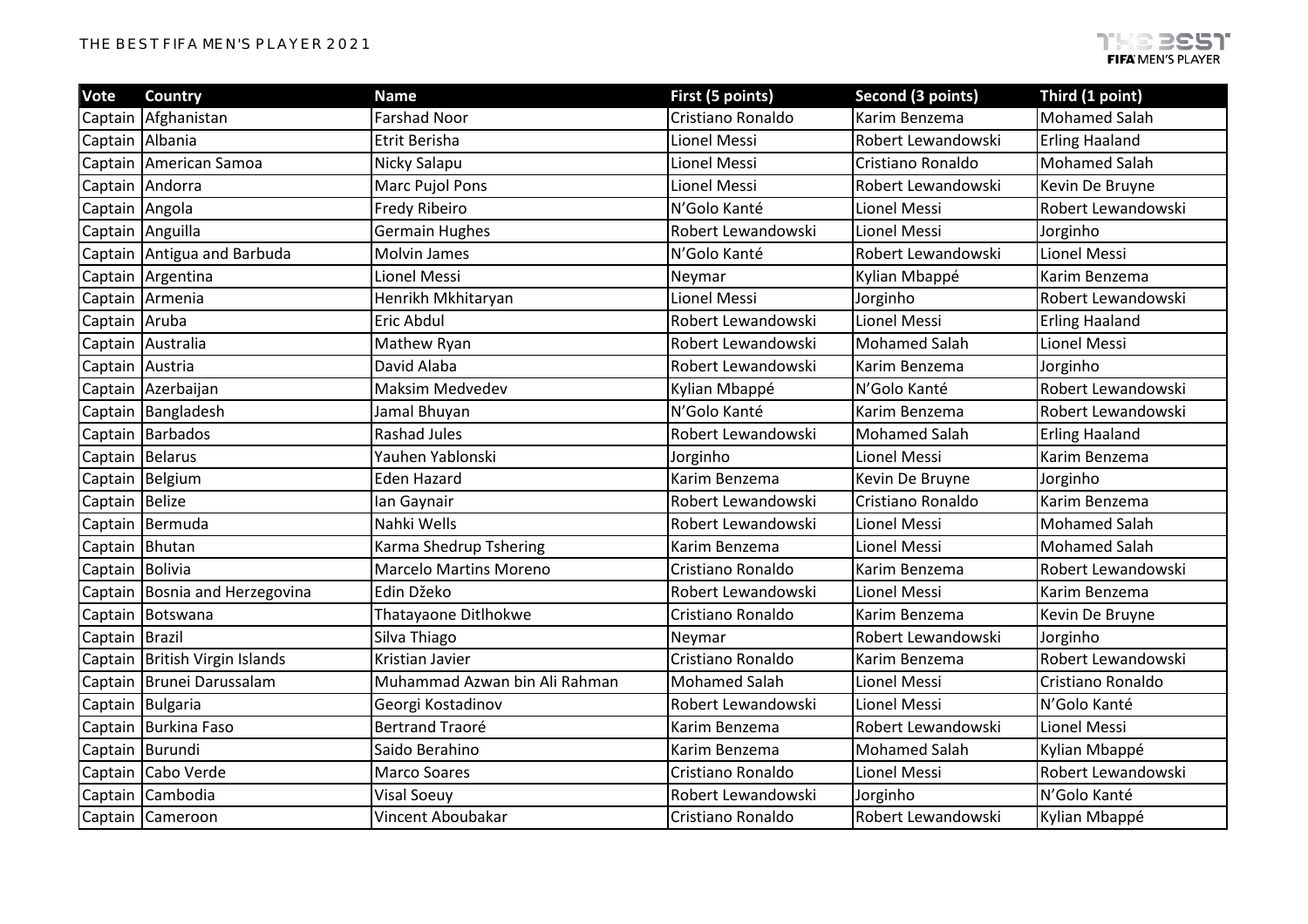| Vote | Country | Name | First (5 points) | Second (3 points) | Third (1 point) |
|---|---|---|---|---|---|
| Captain | Afghanistan | Farshad Noor | Cristiano Ronaldo | Karim Benzema | Mohamed Salah |
| Captain | Albania | Etrit Berisha | Lionel Messi | Robert Lewandowski | Erling Haaland |
| Captain | American Samoa | Nicky Salapu | Lionel Messi | Cristiano Ronaldo | Mohamed Salah |
| Captain | Andorra | Marc Pujol Pons | Lionel Messi | Robert Lewandowski | Kevin De Bruyne |
| Captain | Angola | Fredy Ribeiro | N'Golo Kanté | Lionel Messi | Robert Lewandowski |
| Captain | Anguilla | Germain Hughes | Robert Lewandowski | Lionel Messi | Jorginho |
| Captain | Antigua and Barbuda | Molvin James | N'Golo Kanté | Robert Lewandowski | Lionel Messi |
| Captain | Argentina | Lionel Messi | Neymar | Kylian Mbappé | Karim Benzema |
| Captain | Armenia | Henrikh Mkhitaryan | Lionel Messi | Jorginho | Robert Lewandowski |
| Captain | Aruba | Eric Abdul | Robert Lewandowski | Lionel Messi | Erling Haaland |
| Captain | Australia | Mathew Ryan | Robert Lewandowski | Mohamed Salah | Lionel Messi |
| Captain | Austria | David Alaba | Robert Lewandowski | Karim Benzema | Jorginho |
| Captain | Azerbaijan | Maksim Medvedev | Kylian Mbappé | N'Golo Kanté | Robert Lewandowski |
| Captain | Bangladesh | Jamal Bhuyan | N'Golo Kanté | Karim Benzema | Robert Lewandowski |
| Captain | Barbados | Rashad Jules | Robert Lewandowski | Mohamed Salah | Erling Haaland |
| Captain | Belarus | Yauhen Yablonski | Jorginho | Lionel Messi | Karim Benzema |
| Captain | Belgium | Eden Hazard | Karim Benzema | Kevin De Bruyne | Jorginho |
| Captain | Belize | Ian Gaynair | Robert Lewandowski | Cristiano Ronaldo | Karim Benzema |
| Captain | Bermuda | Nahki Wells | Robert Lewandowski | Lionel Messi | Mohamed Salah |
| Captain | Bhutan | Karma Shedrup Tshering | Karim Benzema | Lionel Messi | Mohamed Salah |
| Captain | Bolivia | Marcelo Martins Moreno | Cristiano Ronaldo | Karim Benzema | Robert Lewandowski |
| Captain | Bosnia and Herzegovina | Edin Džeko | Robert Lewandowski | Lionel Messi | Karim Benzema |
| Captain | Botswana | Thatayaone Ditlhokwe | Cristiano Ronaldo | Karim Benzema | Kevin De Bruyne |
| Captain | Brazil | Silva Thiago | Neymar | Robert Lewandowski | Jorginho |
| Captain | British Virgin Islands | Kristian Javier | Cristiano Ronaldo | Karim Benzema | Robert Lewandowski |
| Captain | Brunei Darussalam | Muhammad Azwan bin Ali Rahman | Mohamed Salah | Lionel Messi | Cristiano Ronaldo |
| Captain | Bulgaria | Georgi Kostadinov | Robert Lewandowski | Lionel Messi | N'Golo Kanté |
| Captain | Burkina Faso | Bertrand Traoré | Karim Benzema | Robert Lewandowski | Lionel Messi |
| Captain | Burundi | Saido Berahino | Karim Benzema | Mohamed Salah | Kylian Mbappé |
| Captain | Cabo Verde | Marco Soares | Cristiano Ronaldo | Lionel Messi | Robert Lewandowski |
| Captain | Cambodia | Visal Soeuy | Robert Lewandowski | Jorginho | N'Golo Kanté |
| Captain | Cameroon | Vincent Aboubakar | Cristiano Ronaldo | Robert Lewandowski | Kylian Mbappé |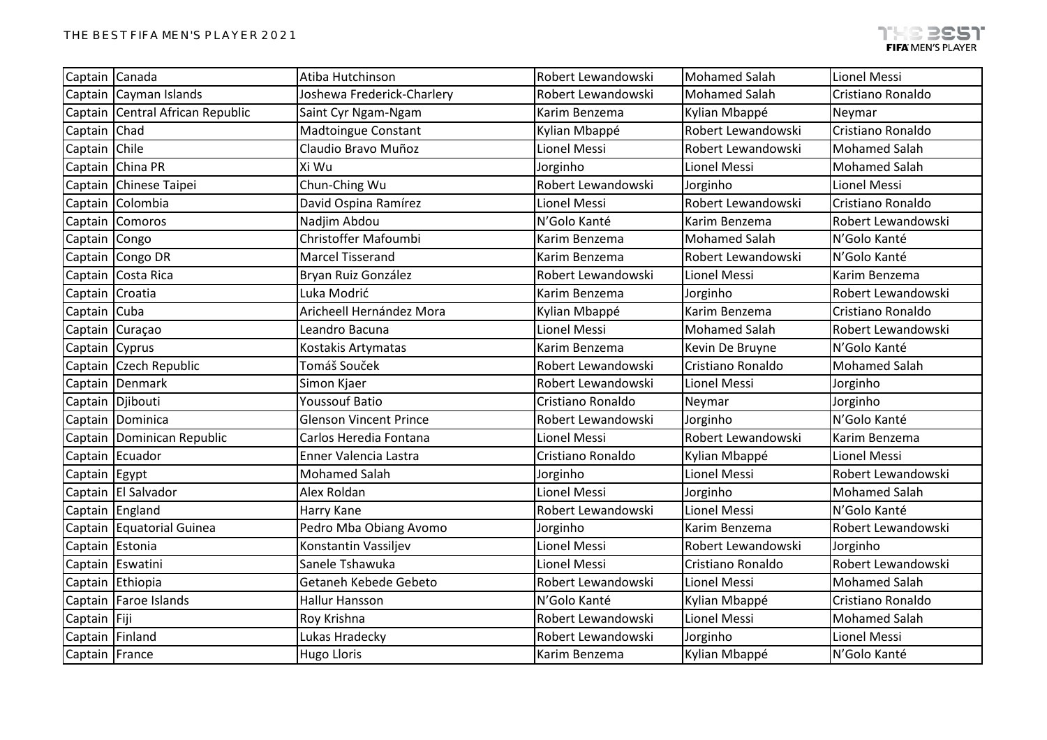| Captain | Canada | Atiba Hutchinson | Robert Lewandowski | Mohamed Salah | Lionel Messi |
|---|---|---|---|---|---|
| Captain | Cayman Islands | Joshewa Frederick-Charlery | Robert Lewandowski | Mohamed Salah | Cristiano Ronaldo |
| Captain | Central African Republic | Saint Cyr Ngam-Ngam | Karim Benzema | Kylian Mbappé | Neymar |
| Captain | Chad | Madtoingue Constant | Kylian Mbappé | Robert Lewandowski | Cristiano Ronaldo |
| Captain | Chile | Claudio Bravo Muñoz | Lionel Messi | Robert Lewandowski | Mohamed Salah |
| Captain | China PR | Xi Wu | Jorginho | Lionel Messi | Mohamed Salah |
| Captain | Chinese Taipei | Chun-Ching Wu | Robert Lewandowski | Jorginho | Lionel Messi |
| Captain | Colombia | David Ospina Ramírez | Lionel Messi | Robert Lewandowski | Cristiano Ronaldo |
| Captain | Comoros | Nadjim Abdou | N'Golo Kanté | Karim Benzema | Robert Lewandowski |
| Captain | Congo | Christoffer Mafoumbi | Karim Benzema | Mohamed Salah | N'Golo Kanté |
| Captain | Congo DR | Marcel Tisserand | Karim Benzema | Robert Lewandowski | N'Golo Kanté |
| Captain | Costa Rica | Bryan Ruiz González | Robert Lewandowski | Lionel Messi | Karim Benzema |
| Captain | Croatia | Luka Modrić | Karim Benzema | Jorginho | Robert Lewandowski |
| Captain | Cuba | Aricheell Hernández Mora | Kylian Mbappé | Karim Benzema | Cristiano Ronaldo |
| Captain | Curaçao | Leandro Bacuna | Lionel Messi | Mohamed Salah | Robert Lewandowski |
| Captain | Cyprus | Kostakis Artymatas | Karim Benzema | Kevin De Bruyne | N'Golo Kanté |
| Captain | Czech Republic | Tomáš Souček | Robert Lewandowski | Cristiano Ronaldo | Mohamed Salah |
| Captain | Denmark | Simon Kjaer | Robert Lewandowski | Lionel Messi | Jorginho |
| Captain | Djibouti | Youssouf Batio | Cristiano Ronaldo | Neymar | Jorginho |
| Captain | Dominica | Glenson Vincent Prince | Robert Lewandowski | Jorginho | N'Golo Kanté |
| Captain | Dominican Republic | Carlos Heredia Fontana | Lionel Messi | Robert Lewandowski | Karim Benzema |
| Captain | Ecuador | Enner Valencia Lastra | Cristiano Ronaldo | Kylian Mbappé | Lionel Messi |
| Captain | Egypt | Mohamed Salah | Jorginho | Lionel Messi | Robert Lewandowski |
| Captain | El Salvador | Alex Roldan | Lionel Messi | Jorginho | Mohamed Salah |
| Captain | England | Harry Kane | Robert Lewandowski | Lionel Messi | N'Golo Kanté |
| Captain | Equatorial Guinea | Pedro Mba Obiang Avomo | Jorginho | Karim Benzema | Robert Lewandowski |
| Captain | Estonia | Konstantin Vassiljev | Lionel Messi | Robert Lewandowski | Jorginho |
| Captain | Eswatini | Sanele Tshawuka | Lionel Messi | Cristiano Ronaldo | Robert Lewandowski |
| Captain | Ethiopia | Getaneh Kebede Gebeto | Robert Lewandowski | Lionel Messi | Mohamed Salah |
| Captain | Faroe Islands | Hallur Hansson | N'Golo Kanté | Kylian Mbappé | Cristiano Ronaldo |
| Captain | Fiji | Roy Krishna | Robert Lewandowski | Lionel Messi | Mohamed Salah |
| Captain | Finland | Lukas Hradecky | Robert Lewandowski | Jorginho | Lionel Messi |
| Captain | France | Hugo Lloris | Karim Benzema | Kylian Mbappé | N'Golo Kanté |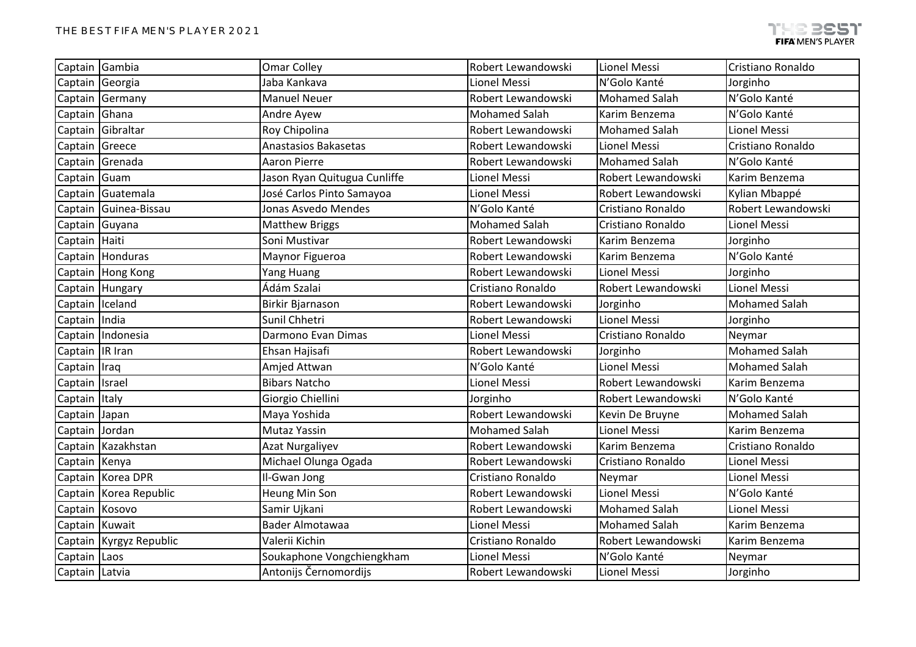| | | | | | |
|---|---|---|---|---|---|
| Captain | Gambia | Omar Colley | Robert Lewandowski | Lionel Messi | Cristiano Ronaldo |
| Captain | Georgia | Jaba Kankava | Lionel Messi | N'Golo Kanté | Jorginho |
| Captain | Germany | Manuel Neuer | Robert Lewandowski | Mohamed Salah | N'Golo Kanté |
| Captain | Ghana | Andre Ayew | Mohamed Salah | Karim Benzema | N'Golo Kanté |
| Captain | Gibraltar | Roy Chipolina | Robert Lewandowski | Mohamed Salah | Lionel Messi |
| Captain | Greece | Anastasios Bakasetas | Robert Lewandowski | Lionel Messi | Cristiano Ronaldo |
| Captain | Grenada | Aaron Pierre | Robert Lewandowski | Mohamed Salah | N'Golo Kanté |
| Captain | Guam | Jason Ryan Quitugua Cunliffe | Lionel Messi | Robert Lewandowski | Karim Benzema |
| Captain | Guatemala | José Carlos Pinto Samayoa | Lionel Messi | Robert Lewandowski | Kylian Mbappé |
| Captain | Guinea-Bissau | Jonas Asvedo Mendes | N'Golo Kanté | Cristiano Ronaldo | Robert Lewandowski |
| Captain | Guyana | Matthew Briggs | Mohamed Salah | Cristiano Ronaldo | Lionel Messi |
| Captain | Haiti | Soni Mustivar | Robert Lewandowski | Karim Benzema | Jorginho |
| Captain | Honduras | Maynor Figueroa | Robert Lewandowski | Karim Benzema | N'Golo Kanté |
| Captain | Hong Kong | Yang Huang | Robert Lewandowski | Lionel Messi | Jorginho |
| Captain | Hungary | Ádám Szalai | Cristiano Ronaldo | Robert Lewandowski | Lionel Messi |
| Captain | Iceland | Birkir Bjarnason | Robert Lewandowski | Jorginho | Mohamed Salah |
| Captain | India | Sunil Chhetri | Robert Lewandowski | Lionel Messi | Jorginho |
| Captain | Indonesia | Darmono Evan Dimas | Lionel Messi | Cristiano Ronaldo | Neymar |
| Captain | IR Iran | Ehsan Hajisafi | Robert Lewandowski | Jorginho | Mohamed Salah |
| Captain | Iraq | Amjed Attwan | N'Golo Kanté | Lionel Messi | Mohamed Salah |
| Captain | Israel | Bibars Natcho | Lionel Messi | Robert Lewandowski | Karim Benzema |
| Captain | Italy | Giorgio Chiellini | Jorginho | Robert Lewandowski | N'Golo Kanté |
| Captain | Japan | Maya Yoshida | Robert Lewandowski | Kevin De Bruyne | Mohamed Salah |
| Captain | Jordan | Mutaz Yassin | Mohamed Salah | Lionel Messi | Karim Benzema |
| Captain | Kazakhstan | Azat Nurgaliyev | Robert Lewandowski | Karim Benzema | Cristiano Ronaldo |
| Captain | Kenya | Michael Olunga Ogada | Robert Lewandowski | Cristiano Ronaldo | Lionel Messi |
| Captain | Korea DPR | Il-Gwan Jong | Cristiano Ronaldo | Neymar | Lionel Messi |
| Captain | Korea Republic | Heung Min Son | Robert Lewandowski | Lionel Messi | N'Golo Kanté |
| Captain | Kosovo | Samir Ujkani | Robert Lewandowski | Mohamed Salah | Lionel Messi |
| Captain | Kuwait | Bader Almotawaa | Lionel Messi | Mohamed Salah | Karim Benzema |
| Captain | Kyrgyz Republic | Valerii Kichin | Cristiano Ronaldo | Robert Lewandowski | Karim Benzema |
| Captain | Laos | Soukaphone Vongchiengkham | Lionel Messi | N'Golo Kanté | Neymar |
| Captain | Latvia | Antonijs Černomordijs | Robert Lewandowski | Lionel Messi | Jorginho |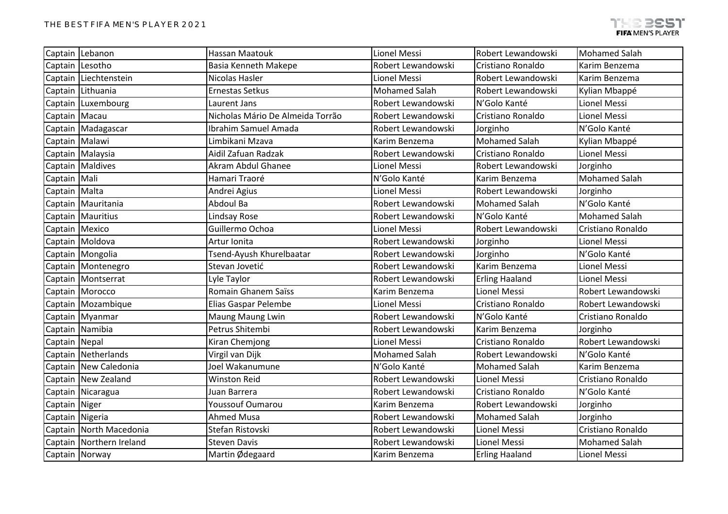| | | | | | |
|---|---|---|---|---|---|
| Captain | Lebanon | Hassan Maatouk | Lionel Messi | Robert Lewandowski | Mohamed Salah |
| Captain | Lesotho | Basia Kenneth Makepe | Robert Lewandowski | Cristiano Ronaldo | Karim Benzema |
| Captain | Liechtenstein | Nicolas Hasler | Lionel Messi | Robert Lewandowski | Karim Benzema |
| Captain | Lithuania | Ernestas Setkus | Mohamed Salah | Robert Lewandowski | Kylian Mbappé |
| Captain | Luxembourg | Laurent Jans | Robert Lewandowski | N'Golo Kanté | Lionel Messi |
| Captain | Macau | Nicholas Mário De Almeida Torrão | Robert Lewandowski | Cristiano Ronaldo | Lionel Messi |
| Captain | Madagascar | Ibrahim Samuel Amada | Robert Lewandowski | Jorginho | N'Golo Kanté |
| Captain | Malawi | Limbikani Mzava | Karim Benzema | Mohamed Salah | Kylian Mbappé |
| Captain | Malaysia | Aidil Zafuan Radzak | Robert Lewandowski | Cristiano Ronaldo | Lionel Messi |
| Captain | Maldives | Akram Abdul Ghanee | Lionel Messi | Robert Lewandowski | Jorginho |
| Captain | Mali | Hamari Traoré | N'Golo Kanté | Karim Benzema | Mohamed Salah |
| Captain | Malta | Andrei Agius | Lionel Messi | Robert Lewandowski | Jorginho |
| Captain | Mauritania | Abdoul Ba | Robert Lewandowski | Mohamed Salah | N'Golo Kanté |
| Captain | Mauritius | Lindsay Rose | Robert Lewandowski | N'Golo Kanté | Mohamed Salah |
| Captain | Mexico | Guillermo Ochoa | Lionel Messi | Robert Lewandowski | Cristiano Ronaldo |
| Captain | Moldova | Artur Ionita | Robert Lewandowski | Jorginho | Lionel Messi |
| Captain | Mongolia | Tsend-Ayush Khurelbaatar | Robert Lewandowski | Jorginho | N'Golo Kanté |
| Captain | Montenegro | Stevan Jovetić | Robert Lewandowski | Karim Benzema | Lionel Messi |
| Captain | Montserrat | Lyle Taylor | Robert Lewandowski | Erling Haaland | Lionel Messi |
| Captain | Morocco | Romain Ghanem Saïss | Karim Benzema | Lionel Messi | Robert Lewandowski |
| Captain | Mozambique | Elias Gaspar Pelembe | Lionel Messi | Cristiano Ronaldo | Robert Lewandowski |
| Captain | Myanmar | Maung Maung Lwin | Robert Lewandowski | N'Golo Kanté | Cristiano Ronaldo |
| Captain | Namibia | Petrus Shitembi | Robert Lewandowski | Karim Benzema | Jorginho |
| Captain | Nepal | Kiran Chemjong | Lionel Messi | Cristiano Ronaldo | Robert Lewandowski |
| Captain | Netherlands | Virgil van Dijk | Mohamed Salah | Robert Lewandowski | N'Golo Kanté |
| Captain | New Caledonia | Joel Wakanumune | N'Golo Kanté | Mohamed Salah | Karim Benzema |
| Captain | New Zealand | Winston Reid | Robert Lewandowski | Lionel Messi | Cristiano Ronaldo |
| Captain | Nicaragua | Juan Barrera | Robert Lewandowski | Cristiano Ronaldo | N'Golo Kanté |
| Captain | Niger | Youssouf Oumarou | Karim Benzema | Robert Lewandowski | Jorginho |
| Captain | Nigeria | Ahmed Musa | Robert Lewandowski | Mohamed Salah | Jorginho |
| Captain | North Macedonia | Stefan Ristovski | Robert Lewandowski | Lionel Messi | Cristiano Ronaldo |
| Captain | Northern Ireland | Steven Davis | Robert Lewandowski | Lionel Messi | Mohamed Salah |
| Captain | Norway | Martin Ødegaard | Karim Benzema | Erling Haaland | Lionel Messi |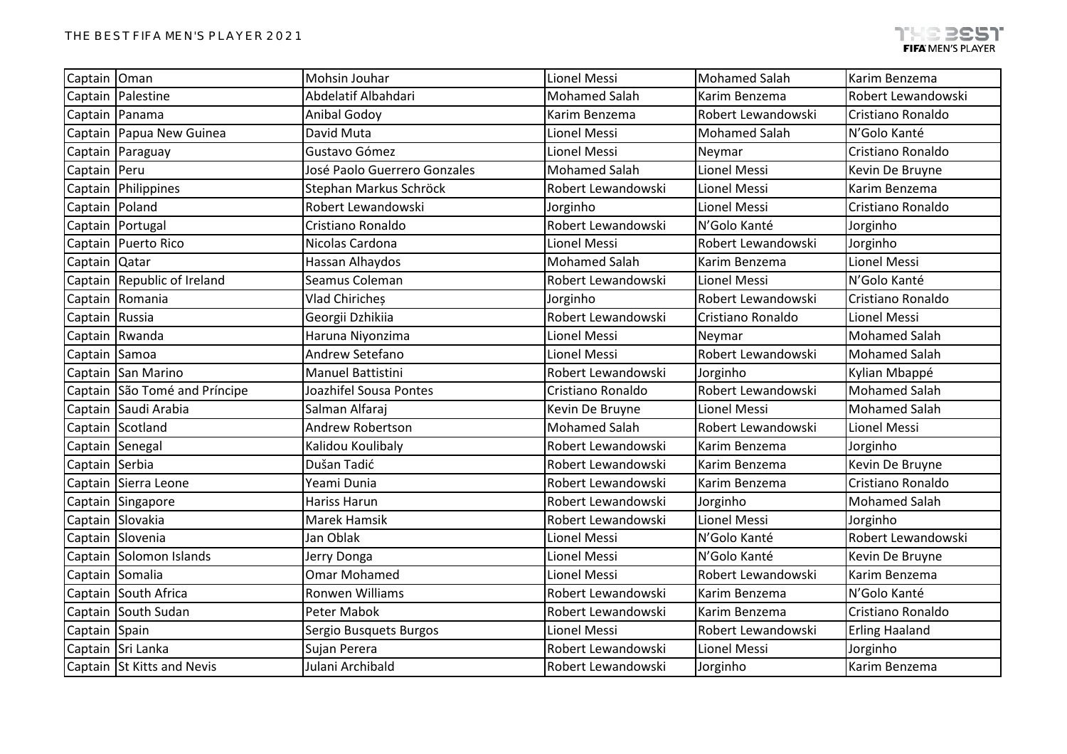| | | | | | |
|---|---|---|---|---|---|
| Captain | Oman | Mohsin Jouhar | Lionel Messi | Mohamed Salah | Karim Benzema |
| Captain | Palestine | Abdelatif Albahdari | Mohamed Salah | Karim Benzema | Robert Lewandowski |
| Captain | Panama | Anibal Godoy | Karim Benzema | Robert Lewandowski | Cristiano Ronaldo |
| Captain | Papua New Guinea | David Muta | Lionel Messi | Mohamed Salah | N'Golo Kanté |
| Captain | Paraguay | Gustavo Gómez | Lionel Messi | Neymar | Cristiano Ronaldo |
| Captain | Peru | José Paolo Guerrero Gonzales | Mohamed Salah | Lionel Messi | Kevin De Bruyne |
| Captain | Philippines | Stephan Markus Schröck | Robert Lewandowski | Lionel Messi | Karim Benzema |
| Captain | Poland | Robert Lewandowski | Jorginho | Lionel Messi | Cristiano Ronaldo |
| Captain | Portugal | Cristiano Ronaldo | Robert Lewandowski | N'Golo Kanté | Jorginho |
| Captain | Puerto Rico | Nicolas Cardona | Lionel Messi | Robert Lewandowski | Jorginho |
| Captain | Qatar | Hassan Alhaydos | Mohamed Salah | Karim Benzema | Lionel Messi |
| Captain | Republic of Ireland | Seamus Coleman | Robert Lewandowski | Lionel Messi | N'Golo Kanté |
| Captain | Romania | Vlad Chiricheș | Jorginho | Robert Lewandowski | Cristiano Ronaldo |
| Captain | Russia | Georgii Dzhikiia | Robert Lewandowski | Cristiano Ronaldo | Lionel Messi |
| Captain | Rwanda | Haruna Niyonzima | Lionel Messi | Neymar | Mohamed Salah |
| Captain | Samoa | Andrew Setefano | Lionel Messi | Robert Lewandowski | Mohamed Salah |
| Captain | San Marino | Manuel Battistini | Robert Lewandowski | Jorginho | Kylian Mbappé |
| Captain | São Tomé and Príncipe | Joazhifel Sousa Pontes | Cristiano Ronaldo | Robert Lewandowski | Mohamed Salah |
| Captain | Saudi Arabia | Salman Alfaraj | Kevin De Bruyne | Lionel Messi | Mohamed Salah |
| Captain | Scotland | Andrew Robertson | Mohamed Salah | Robert Lewandowski | Lionel Messi |
| Captain | Senegal | Kalidou Koulibaly | Robert Lewandowski | Karim Benzema | Jorginho |
| Captain | Serbia | Dušan Tadić | Robert Lewandowski | Karim Benzema | Kevin De Bruyne |
| Captain | Sierra Leone | Yeami Dunia | Robert Lewandowski | Karim Benzema | Cristiano Ronaldo |
| Captain | Singapore | Hariss Harun | Robert Lewandowski | Jorginho | Mohamed Salah |
| Captain | Slovakia | Marek Hamsik | Robert Lewandowski | Lionel Messi | Jorginho |
| Captain | Slovenia | Jan Oblak | Lionel Messi | N'Golo Kanté | Robert Lewandowski |
| Captain | Solomon Islands | Jerry Donga | Lionel Messi | N'Golo Kanté | Kevin De Bruyne |
| Captain | Somalia | Omar Mohamed | Lionel Messi | Robert Lewandowski | Karim Benzema |
| Captain | South Africa | Ronwen Williams | Robert Lewandowski | Karim Benzema | N'Golo Kanté |
| Captain | South Sudan | Peter Mabok | Robert Lewandowski | Karim Benzema | Cristiano Ronaldo |
| Captain | Spain | Sergio Busquets Burgos | Lionel Messi | Robert Lewandowski | Erling Haaland |
| Captain | Sri Lanka | Sujan Perera | Robert Lewandowski | Lionel Messi | Jorginho |
| Captain | St Kitts and Nevis | Julani Archibald | Robert Lewandowski | Jorginho | Karim Benzema |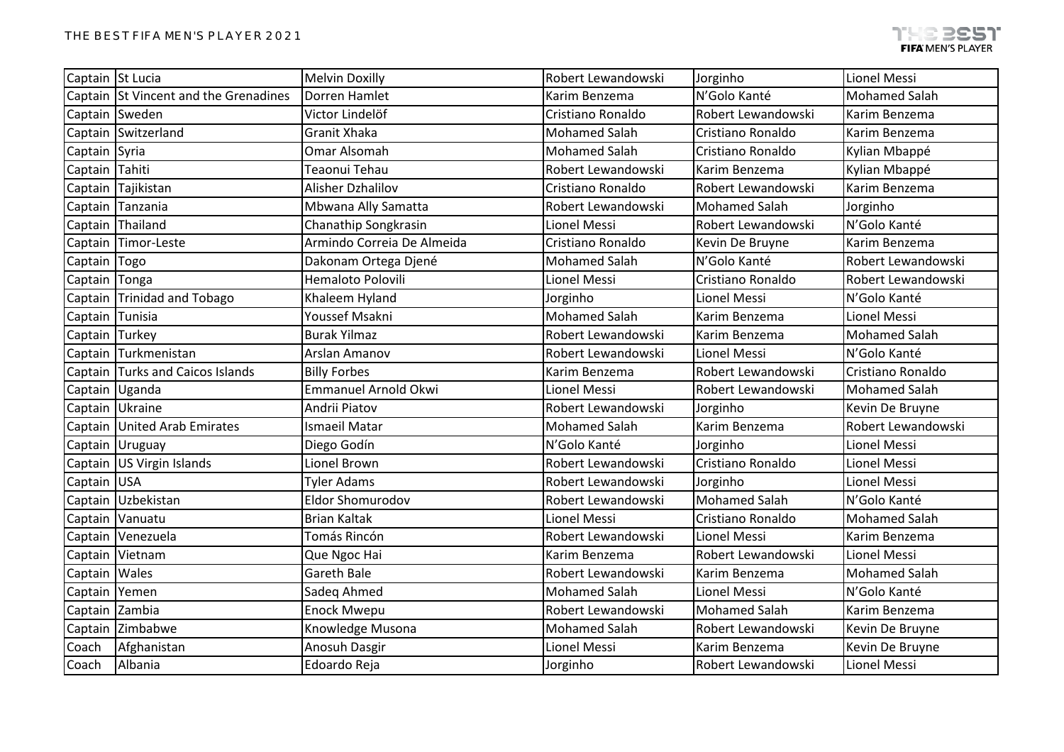| Captain | St Lucia | Melvin Doxilly | Robert Lewandowski | Jorginho | Lionel Messi |
|---|---|---|---|---|---|
| Captain | St Vincent and the Grenadines | Dorren Hamlet | Karim Benzema | N’Golo Kanté | Mohamed Salah |
| Captain | Sweden | Victor Lindelöf | Cristiano Ronaldo | Robert Lewandowski | Karim Benzema |
| Captain | Switzerland | Granit Xhaka | Mohamed Salah | Cristiano Ronaldo | Karim Benzema |
| Captain | Syria | Omar Alsomah | Mohamed Salah | Cristiano Ronaldo | Kylian Mbappé |
| Captain | Tahiti | Teaonui Tehau | Robert Lewandowski | Karim Benzema | Kylian Mbappé |
| Captain | Tajikistan | Alisher Dzhalilov | Cristiano Ronaldo | Robert Lewandowski | Karim Benzema |
| Captain | Tanzania | Mbwana Ally Samatta | Robert Lewandowski | Mohamed Salah | Jorginho |
| Captain | Thailand | Chanathip Songkrasin | Lionel Messi | Robert Lewandowski | N’Golo Kanté |
| Captain | Timor-Leste | Armindo Correia De Almeida | Cristiano Ronaldo | Kevin De Bruyne | Karim Benzema |
| Captain | Togo | Dakonam Ortega Djené | Mohamed Salah | N’Golo Kanté | Robert Lewandowski |
| Captain | Tonga | Hemaloto Polovili | Lionel Messi | Cristiano Ronaldo | Robert Lewandowski |
| Captain | Trinidad and Tobago | Khaleem Hyland | Jorginho | Lionel Messi | N’Golo Kanté |
| Captain | Tunisia | Youssef Msakni | Mohamed Salah | Karim Benzema | Lionel Messi |
| Captain | Turkey | Burak Yilmaz | Robert Lewandowski | Karim Benzema | Mohamed Salah |
| Captain | Turkmenistan | Arslan Amanov | Robert Lewandowski | Lionel Messi | N’Golo Kanté |
| Captain | Turks and Caicos Islands | Billy Forbes | Karim Benzema | Robert Lewandowski | Cristiano Ronaldo |
| Captain | Uganda | Emmanuel Arnold Okwi | Lionel Messi | Robert Lewandowski | Mohamed Salah |
| Captain | Ukraine | Andrii Piatov | Robert Lewandowski | Jorginho | Kevin De Bruyne |
| Captain | United Arab Emirates | Ismaeil Matar | Mohamed Salah | Karim Benzema | Robert Lewandowski |
| Captain | Uruguay | Diego Godín | N’Golo Kanté | Jorginho | Lionel Messi |
| Captain | US Virgin Islands | Lionel Brown | Robert Lewandowski | Cristiano Ronaldo | Lionel Messi |
| Captain | USA | Tyler Adams | Robert Lewandowski | Jorginho | Lionel Messi |
| Captain | Uzbekistan | Eldor Shomurodov | Robert Lewandowski | Mohamed Salah | N’Golo Kanté |
| Captain | Vanuatu | Brian Kaltak | Lionel Messi | Cristiano Ronaldo | Mohamed Salah |
| Captain | Venezuela | Tomás Rincón | Robert Lewandowski | Lionel Messi | Karim Benzema |
| Captain | Vietnam | Que Ngoc Hai | Karim Benzema | Robert Lewandowski | Lionel Messi |
| Captain | Wales | Gareth Bale | Robert Lewandowski | Karim Benzema | Mohamed Salah |
| Captain | Yemen | Sadeq Ahmed | Mohamed Salah | Lionel Messi | N’Golo Kanté |
| Captain | Zambia | Enock Mwepu | Robert Lewandowski | Mohamed Salah | Karim Benzema |
| Captain | Zimbabwe | Knowledge Musona | Mohamed Salah | Robert Lewandowski | Kevin De Bruyne |
| Coach | Afghanistan | Anosuh Dasgir | Lionel Messi | Karim Benzema | Kevin De Bruyne |
| Coach | Albania | Edoardo Reja | Jorginho | Robert Lewandowski | Lionel Messi |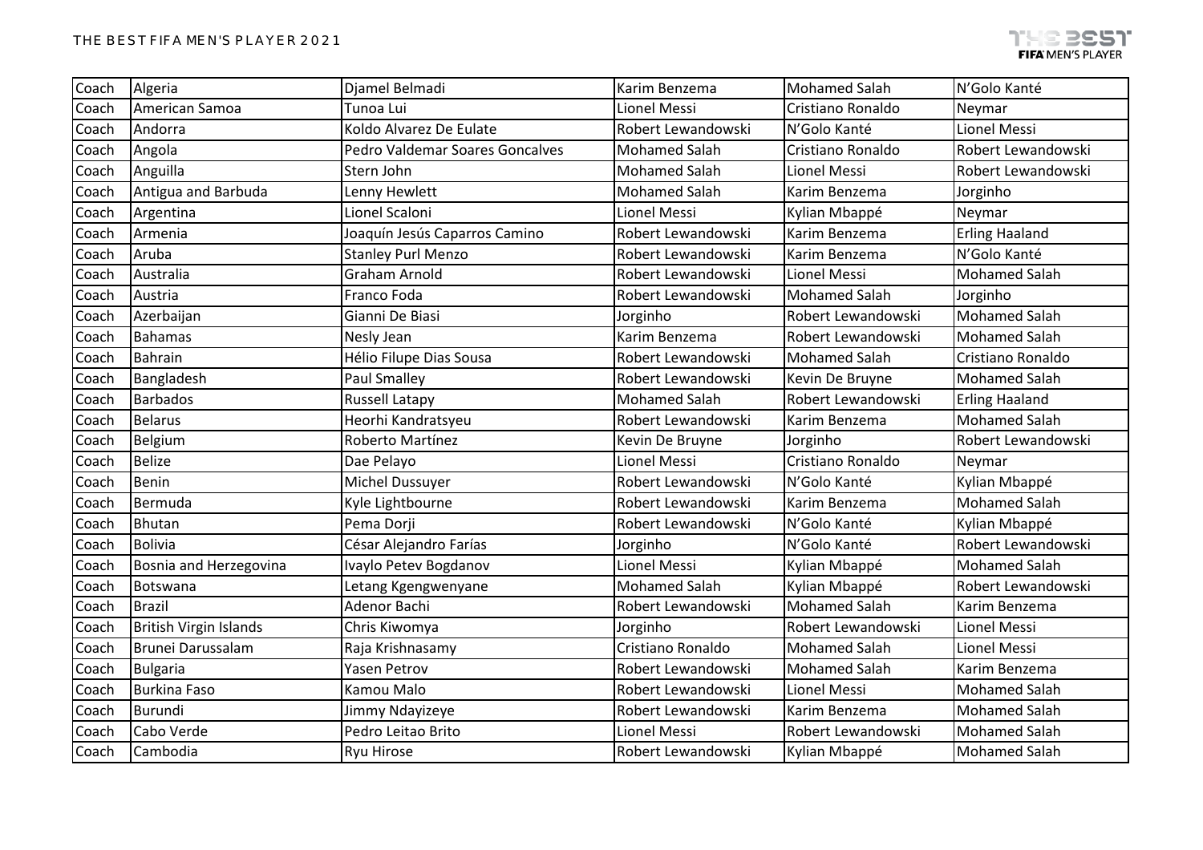| Coach | Algeria | Djamel Belmadi | Karim Benzema | Mohamed Salah | N'Golo Kanté |
|---|---|---|---|---|---|
| Coach | American Samoa | Tunoa Lui | Lionel Messi | Cristiano Ronaldo | Neymar |
| Coach | Andorra | Koldo Alvarez De Eulate | Robert Lewandowski | N'Golo Kanté | Lionel Messi |
| Coach | Angola | Pedro Valdemar Soares Goncalves | Mohamed Salah | Cristiano Ronaldo | Robert Lewandowski |
| Coach | Anguilla | Stern John | Mohamed Salah | Lionel Messi | Robert Lewandowski |
| Coach | Antigua and Barbuda | Lenny Hewlett | Mohamed Salah | Karim Benzema | Jorginho |
| Coach | Argentina | Lionel Scaloni | Lionel Messi | Kylian Mbappé | Neymar |
| Coach | Armenia | Joaquín Jesús Caparros Camino | Robert Lewandowski | Karim Benzema | Erling Haaland |
| Coach | Aruba | Stanley Purl Menzo | Robert Lewandowski | Karim Benzema | N'Golo Kanté |
| Coach | Australia | Graham Arnold | Robert Lewandowski | Lionel Messi | Mohamed Salah |
| Coach | Austria | Franco Foda | Robert Lewandowski | Mohamed Salah | Jorginho |
| Coach | Azerbaijan | Gianni De Biasi | Jorginho | Robert Lewandowski | Mohamed Salah |
| Coach | Bahamas | Nesly Jean | Karim Benzema | Robert Lewandowski | Mohamed Salah |
| Coach | Bahrain | Hélio Filupe Dias Sousa | Robert Lewandowski | Mohamed Salah | Cristiano Ronaldo |
| Coach | Bangladesh | Paul Smalley | Robert Lewandowski | Kevin De Bruyne | Mohamed Salah |
| Coach | Barbados | Russell Latapy | Mohamed Salah | Robert Lewandowski | Erling Haaland |
| Coach | Belarus | Heorhi Kandratsyeu | Robert Lewandowski | Karim Benzema | Mohamed Salah |
| Coach | Belgium | Roberto Martínez | Kevin De Bruyne | Jorginho | Robert Lewandowski |
| Coach | Belize | Dae Pelayo | Lionel Messi | Cristiano Ronaldo | Neymar |
| Coach | Benin | Michel Dussuyer | Robert Lewandowski | N'Golo Kanté | Kylian Mbappé |
| Coach | Bermuda | Kyle Lightbourne | Robert Lewandowski | Karim Benzema | Mohamed Salah |
| Coach | Bhutan | Pema Dorji | Robert Lewandowski | N'Golo Kanté | Kylian Mbappé |
| Coach | Bolivia | César Alejandro Farías | Jorginho | N'Golo Kanté | Robert Lewandowski |
| Coach | Bosnia and Herzegovina | Ivaylo Petev Bogdanov | Lionel Messi | Kylian Mbappé | Mohamed Salah |
| Coach | Botswana | Letang Kgengwenyane | Mohamed Salah | Kylian Mbappé | Robert Lewandowski |
| Coach | Brazil | Adenor Bachi | Robert Lewandowski | Mohamed Salah | Karim Benzema |
| Coach | British Virgin Islands | Chris Kiwomya | Jorginho | Robert Lewandowski | Lionel Messi |
| Coach | Brunei Darussalam | Raja Krishnasamy | Cristiano Ronaldo | Mohamed Salah | Lionel Messi |
| Coach | Bulgaria | Yasen Petrov | Robert Lewandowski | Mohamed Salah | Karim Benzema |
| Coach | Burkina Faso | Kamou Malo | Robert Lewandowski | Lionel Messi | Mohamed Salah |
| Coach | Burundi | Jimmy Ndayizeye | Robert Lewandowski | Karim Benzema | Mohamed Salah |
| Coach | Cabo Verde | Pedro Leitao Brito | Lionel Messi | Robert Lewandowski | Mohamed Salah |
| Coach | Cambodia | Ryu Hirose | Robert Lewandowski | Kylian Mbappé | Mohamed Salah |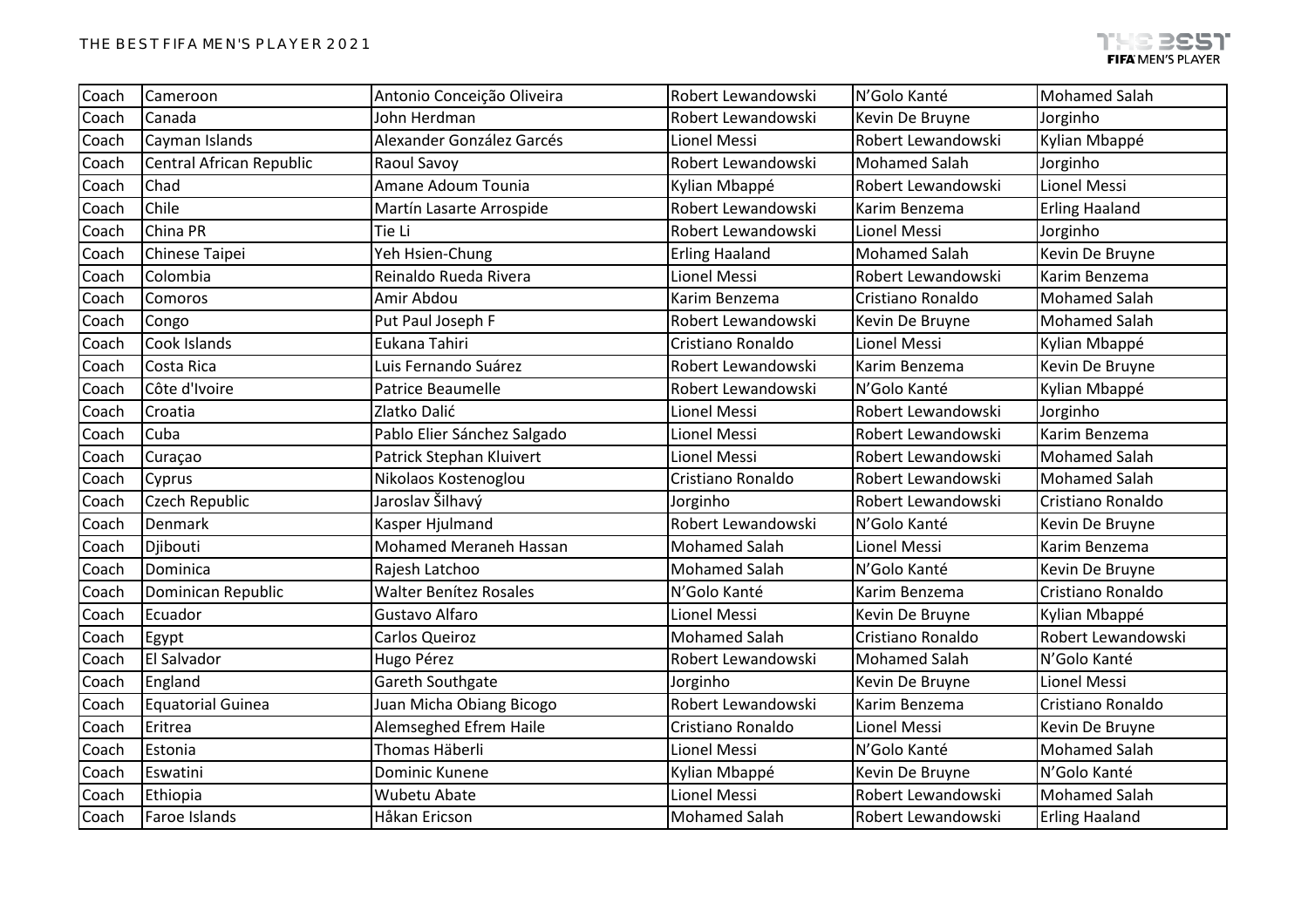| Coach | Cameroon | Antonio Conceição Oliveira | Robert Lewandowski | N'Golo Kanté | Mohamed Salah |
|---|---|---|---|---|---|
| Coach | Canada | John Herdman | Robert Lewandowski | Kevin De Bruyne | Jorginho |
| Coach | Cayman Islands | Alexander González Garcés | Lionel Messi | Robert Lewandowski | Kylian Mbappé |
| Coach | Central African Republic | Raoul Savoy | Robert Lewandowski | Mohamed Salah | Jorginho |
| Coach | Chad | Amane Adoum Tounia | Kylian Mbappé | Robert Lewandowski | Lionel Messi |
| Coach | Chile | Martín Lasarte Arrospide | Robert Lewandowski | Karim Benzema | Erling Haaland |
| Coach | China PR | Tie Li | Robert Lewandowski | Lionel Messi | Jorginho |
| Coach | Chinese Taipei | Yeh Hsien-Chung | Erling Haaland | Mohamed Salah | Kevin De Bruyne |
| Coach | Colombia | Reinaldo Rueda Rivera | Lionel Messi | Robert Lewandowski | Karim Benzema |
| Coach | Comoros | Amir Abdou | Karim Benzema | Cristiano Ronaldo | Mohamed Salah |
| Coach | Congo | Put Paul Joseph F | Robert Lewandowski | Kevin De Bruyne | Mohamed Salah |
| Coach | Cook Islands | Eukana Tahiri | Cristiano Ronaldo | Lionel Messi | Kylian Mbappé |
| Coach | Costa Rica | Luis Fernando Suárez | Robert Lewandowski | Karim Benzema | Kevin De Bruyne |
| Coach | Côte d'Ivoire | Patrice Beaumelle | Robert Lewandowski | N'Golo Kanté | Kylian Mbappé |
| Coach | Croatia | Zlatko Dalić | Lionel Messi | Robert Lewandowski | Jorginho |
| Coach | Cuba | Pablo Elier Sánchez Salgado | Lionel Messi | Robert Lewandowski | Karim Benzema |
| Coach | Curaçao | Patrick Stephan Kluivert | Lionel Messi | Robert Lewandowski | Mohamed Salah |
| Coach | Cyprus | Nikolaos Kostenoglou | Cristiano Ronaldo | Robert Lewandowski | Mohamed Salah |
| Coach | Czech Republic | Jaroslav Šilhavý | Jorginho | Robert Lewandowski | Cristiano Ronaldo |
| Coach | Denmark | Kasper Hjulmand | Robert Lewandowski | N'Golo Kanté | Kevin De Bruyne |
| Coach | Djibouti | Mohamed Meraneh Hassan | Mohamed Salah | Lionel Messi | Karim Benzema |
| Coach | Dominica | Rajesh Latchoo | Mohamed Salah | N'Golo Kanté | Kevin De Bruyne |
| Coach | Dominican Republic | Walter Benítez Rosales | N'Golo Kanté | Karim Benzema | Cristiano Ronaldo |
| Coach | Ecuador | Gustavo Alfaro | Lionel Messi | Kevin De Bruyne | Kylian Mbappé |
| Coach | Egypt | Carlos Queiroz | Mohamed Salah | Cristiano Ronaldo | Robert Lewandowski |
| Coach | El Salvador | Hugo Pérez | Robert Lewandowski | Mohamed Salah | N'Golo Kanté |
| Coach | England | Gareth Southgate | Jorginho | Kevin De Bruyne | Lionel Messi |
| Coach | Equatorial Guinea | Juan Micha Obiang Bicogo | Robert Lewandowski | Karim Benzema | Cristiano Ronaldo |
| Coach | Eritrea | Alemseghed Efrem Haile | Cristiano Ronaldo | Lionel Messi | Kevin De Bruyne |
| Coach | Estonia | Thomas Häberli | Lionel Messi | N'Golo Kanté | Mohamed Salah |
| Coach | Eswatini | Dominic Kunene | Kylian Mbappé | Kevin De Bruyne | N'Golo Kanté |
| Coach | Ethiopia | Wubetu Abate | Lionel Messi | Robert Lewandowski | Mohamed Salah |
| Coach | Faroe Islands | Håkan Ericson | Mohamed Salah | Robert Lewandowski | Erling Haaland |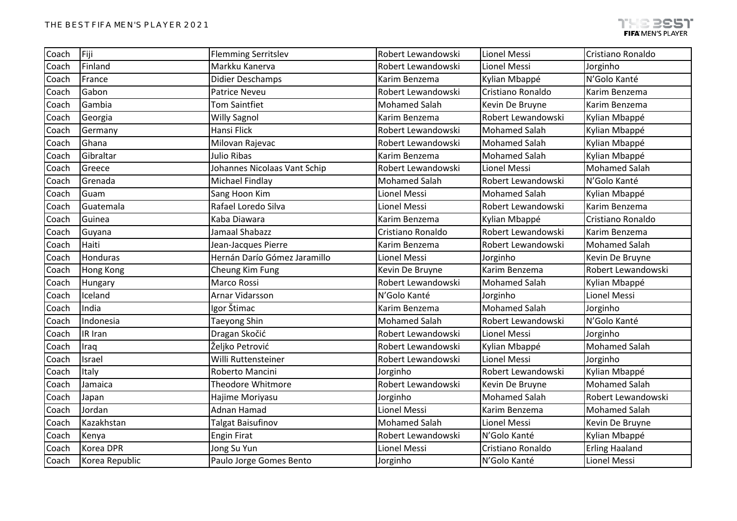| Coach | Fiji | Flemming Serritslev | Robert Lewandowski | Lionel Messi | Cristiano Ronaldo |
|---|---|---|---|---|---|
| Coach | Finland | Markku Kanerva | Robert Lewandowski | Lionel Messi | Jorginho |
| Coach | France | Didier Deschamps | Karim Benzema | Kylian Mbappé | N'Golo Kanté |
| Coach | Gabon | Patrice Neveu | Robert Lewandowski | Cristiano Ronaldo | Karim Benzema |
| Coach | Gambia | Tom Saintfiet | Mohamed Salah | Kevin De Bruyne | Karim Benzema |
| Coach | Georgia | Willy Sagnol | Karim Benzema | Robert Lewandowski | Kylian Mbappé |
| Coach | Germany | Hansi Flick | Robert Lewandowski | Mohamed Salah | Kylian Mbappé |
| Coach | Ghana | Milovan Rajevac | Robert Lewandowski | Mohamed Salah | Kylian Mbappé |
| Coach | Gibraltar | Julio Ribas | Karim Benzema | Mohamed Salah | Kylian Mbappé |
| Coach | Greece | Johannes Nicolaas Vant Schip | Robert Lewandowski | Lionel Messi | Mohamed Salah |
| Coach | Grenada | Michael Findlay | Mohamed Salah | Robert Lewandowski | N'Golo Kanté |
| Coach | Guam | Sang Hoon Kim | Lionel Messi | Mohamed Salah | Kylian Mbappé |
| Coach | Guatemala | Rafael Loredo Silva | Lionel Messi | Robert Lewandowski | Karim Benzema |
| Coach | Guinea | Kaba Diawara | Karim Benzema | Kylian Mbappé | Cristiano Ronaldo |
| Coach | Guyana | Jamaal Shabazz | Cristiano Ronaldo | Robert Lewandowski | Karim Benzema |
| Coach | Haiti | Jean-Jacques Pierre | Karim Benzema | Robert Lewandowski | Mohamed Salah |
| Coach | Honduras | Hernán Darío Gómez Jaramillo | Lionel Messi | Jorginho | Kevin De Bruyne |
| Coach | Hong Kong | Cheung Kim Fung | Kevin De Bruyne | Karim Benzema | Robert Lewandowski |
| Coach | Hungary | Marco Rossi | Robert Lewandowski | Mohamed Salah | Kylian Mbappé |
| Coach | Iceland | Arnar Vidarsson | N'Golo Kanté | Jorginho | Lionel Messi |
| Coach | India | Igor Štimac | Karim Benzema | Mohamed Salah | Jorginho |
| Coach | Indonesia | Taeyong Shin | Mohamed Salah | Robert Lewandowski | N'Golo Kanté |
| Coach | IR Iran | Dragan Skočić | Robert Lewandowski | Lionel Messi | Jorginho |
| Coach | Iraq | Željko Petrović | Robert Lewandowski | Kylian Mbappé | Mohamed Salah |
| Coach | Israel | Willi Ruttensteiner | Robert Lewandowski | Lionel Messi | Jorginho |
| Coach | Italy | Roberto Mancini | Jorginho | Robert Lewandowski | Kylian Mbappé |
| Coach | Jamaica | Theodore Whitmore | Robert Lewandowski | Kevin De Bruyne | Mohamed Salah |
| Coach | Japan | Hajime Moriyasu | Jorginho | Mohamed Salah | Robert Lewandowski |
| Coach | Jordan | Adnan Hamad | Lionel Messi | Karim Benzema | Mohamed Salah |
| Coach | Kazakhstan | Talgat Baisufinov | Mohamed Salah | Lionel Messi | Kevin De Bruyne |
| Coach | Kenya | Engin Firat | Robert Lewandowski | N'Golo Kanté | Kylian Mbappé |
| Coach | Korea DPR | Jong Su Yun | Lionel Messi | Cristiano Ronaldo | Erling Haaland |
| Coach | Korea Republic | Paulo Jorge Gomes Bento | Jorginho | N'Golo Kanté | Lionel Messi |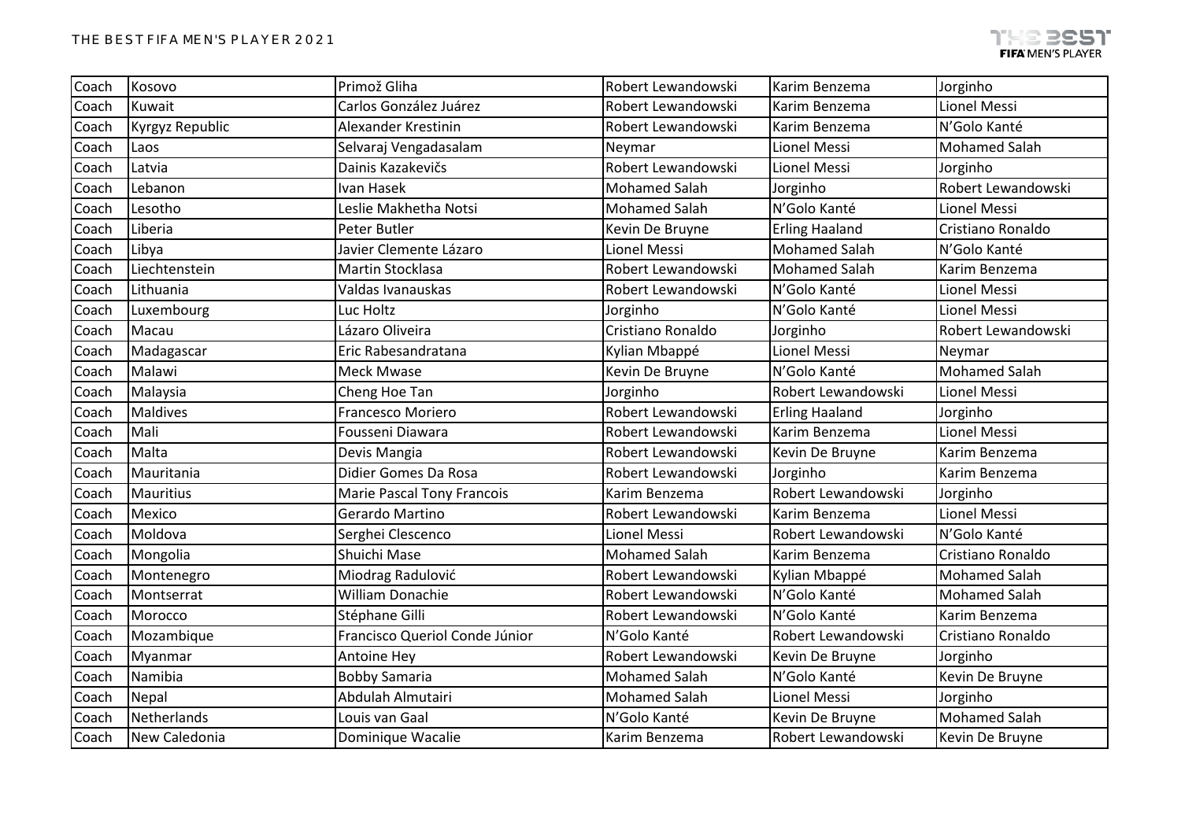| Coach | Kosovo | Primož Gliha | Robert Lewandowski | Karim Benzema | Jorginho |
|---|---|---|---|---|---|
| Coach | Kuwait | Carlos González Juárez | Robert Lewandowski | Karim Benzema | Lionel Messi |
| Coach | Kyrgyz Republic | Alexander Krestinin | Robert Lewandowski | Karim Benzema | N'Golo Kanté |
| Coach | Laos | Selvaraj Vengadasalam | Neymar | Lionel Messi | Mohamed Salah |
| Coach | Latvia | Dainis Kazakevičs | Robert Lewandowski | Lionel Messi | Jorginho |
| Coach | Lebanon | Ivan Hasek | Mohamed Salah | Jorginho | Robert Lewandowski |
| Coach | Lesotho | Leslie Makhetha Notsi | Mohamed Salah | N'Golo Kanté | Lionel Messi |
| Coach | Liberia | Peter Butler | Kevin De Bruyne | Erling Haaland | Cristiano Ronaldo |
| Coach | Libya | Javier Clemente Lázaro | Lionel Messi | Mohamed Salah | N'Golo Kanté |
| Coach | Liechtenstein | Martin Stocklasa | Robert Lewandowski | Mohamed Salah | Karim Benzema |
| Coach | Lithuania | Valdas Ivanauskas | Robert Lewandowski | N'Golo Kanté | Lionel Messi |
| Coach | Luxembourg | Luc Holtz | Jorginho | N'Golo Kanté | Lionel Messi |
| Coach | Macau | Lázaro Oliveira | Cristiano Ronaldo | Jorginho | Robert Lewandowski |
| Coach | Madagascar | Eric Rabesandratana | Kylian Mbappé | Lionel Messi | Neymar |
| Coach | Malawi | Meck Mwase | Kevin De Bruyne | N'Golo Kanté | Mohamed Salah |
| Coach | Malaysia | Cheng Hoe Tan | Jorginho | Robert Lewandowski | Lionel Messi |
| Coach | Maldives | Francesco Moriero | Robert Lewandowski | Erling Haaland | Jorginho |
| Coach | Mali | Fousseni Diawara | Robert Lewandowski | Karim Benzema | Lionel Messi |
| Coach | Malta | Devis Mangia | Robert Lewandowski | Kevin De Bruyne | Karim Benzema |
| Coach | Mauritania | Didier Gomes Da Rosa | Robert Lewandowski | Jorginho | Karim Benzema |
| Coach | Mauritius | Marie Pascal Tony Francois | Karim Benzema | Robert Lewandowski | Jorginho |
| Coach | Mexico | Gerardo Martino | Robert Lewandowski | Karim Benzema | Lionel Messi |
| Coach | Moldova | Serghei Clescenco | Lionel Messi | Robert Lewandowski | N'Golo Kanté |
| Coach | Mongolia | Shuichi Mase | Mohamed Salah | Karim Benzema | Cristiano Ronaldo |
| Coach | Montenegro | Miodrag Radulović | Robert Lewandowski | Kylian Mbappé | Mohamed Salah |
| Coach | Montserrat | William Donachie | Robert Lewandowski | N'Golo Kanté | Mohamed Salah |
| Coach | Morocco | Stéphane Gilli | Robert Lewandowski | N'Golo Kanté | Karim Benzema |
| Coach | Mozambique | Francisco Queriol Conde Júnior | N'Golo Kanté | Robert Lewandowski | Cristiano Ronaldo |
| Coach | Myanmar | Antoine Hey | Robert Lewandowski | Kevin De Bruyne | Jorginho |
| Coach | Namibia | Bobby Samaria | Mohamed Salah | N'Golo Kanté | Kevin De Bruyne |
| Coach | Nepal | Abdulah Almutairi | Mohamed Salah | Lionel Messi | Jorginho |
| Coach | Netherlands | Louis van Gaal | N'Golo Kanté | Kevin De Bruyne | Mohamed Salah |
| Coach | New Caledonia | Dominique Wacalie | Karim Benzema | Robert Lewandowski | Kevin De Bruyne |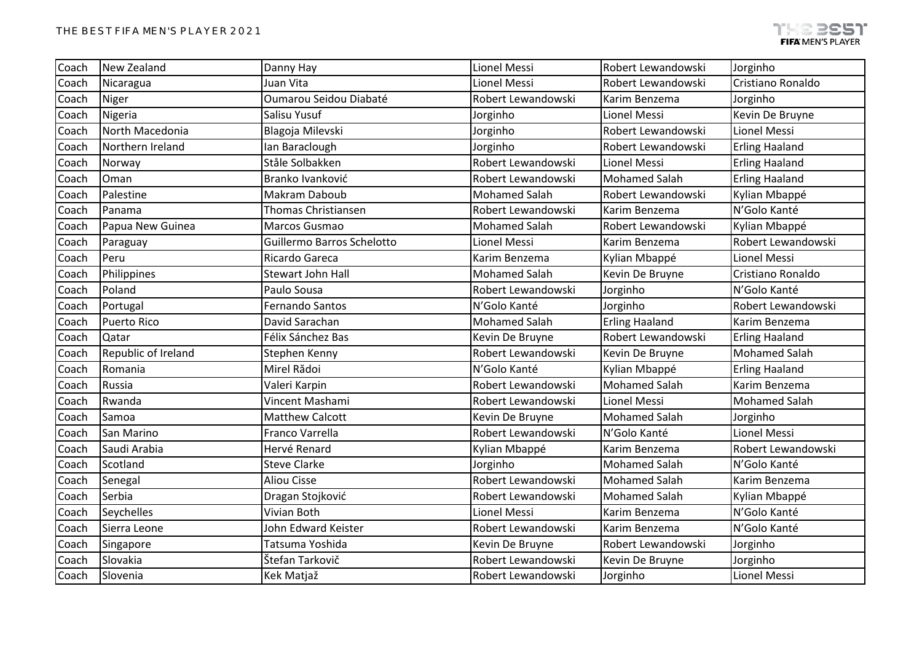| Coach | New Zealand | Danny Hay | Lionel Messi | Robert Lewandowski | Jorginho |
|---|---|---|---|---|---|
| Coach | Nicaragua | Juan Vita | Lionel Messi | Robert Lewandowski | Cristiano Ronaldo |
| Coach | Niger | Oumarou Seidou Diabaté | Robert Lewandowski | Karim Benzema | Jorginho |
| Coach | Nigeria | Salisu Yusuf | Jorginho | Lionel Messi | Kevin De Bruyne |
| Coach | North Macedonia | Blagoja Milevski | Jorginho | Robert Lewandowski | Lionel Messi |
| Coach | Northern Ireland | Ian Baraclough | Jorginho | Robert Lewandowski | Erling Haaland |
| Coach | Norway | Ståle Solbakken | Robert Lewandowski | Lionel Messi | Erling Haaland |
| Coach | Oman | Branko Ivanković | Robert Lewandowski | Mohamed Salah | Erling Haaland |
| Coach | Palestine | Makram Daboub | Mohamed Salah | Robert Lewandowski | Kylian Mbappé |
| Coach | Panama | Thomas Christiansen | Robert Lewandowski | Karim Benzema | N'Golo Kanté |
| Coach | Papua New Guinea | Marcos Gusmao | Mohamed Salah | Robert Lewandowski | Kylian Mbappé |
| Coach | Paraguay | Guillermo Barros Schelotto | Lionel Messi | Karim Benzema | Robert Lewandowski |
| Coach | Peru | Ricardo Gareca | Karim Benzema | Kylian Mbappé | Lionel Messi |
| Coach | Philippines | Stewart John Hall | Mohamed Salah | Kevin De Bruyne | Cristiano Ronaldo |
| Coach | Poland | Paulo Sousa | Robert Lewandowski | Jorginho | N'Golo Kanté |
| Coach | Portugal | Fernando Santos | N'Golo Kanté | Jorginho | Robert Lewandowski |
| Coach | Puerto Rico | David Sarachan | Mohamed Salah | Erling Haaland | Karim Benzema |
| Coach | Qatar | Félix Sánchez Bas | Kevin De Bruyne | Robert Lewandowski | Erling Haaland |
| Coach | Republic of Ireland | Stephen Kenny | Robert Lewandowski | Kevin De Bruyne | Mohamed Salah |
| Coach | Romania | Mirel Rădoi | N'Golo Kanté | Kylian Mbappé | Erling Haaland |
| Coach | Russia | Valeri Karpin | Robert Lewandowski | Mohamed Salah | Karim Benzema |
| Coach | Rwanda | Vincent Mashami | Robert Lewandowski | Lionel Messi | Mohamed Salah |
| Coach | Samoa | Matthew Calcott | Kevin De Bruyne | Mohamed Salah | Jorginho |
| Coach | San Marino | Franco Varrella | Robert Lewandowski | N'Golo Kanté | Lionel Messi |
| Coach | Saudi Arabia | Hervé Renard | Kylian Mbappé | Karim Benzema | Robert Lewandowski |
| Coach | Scotland | Steve Clarke | Jorginho | Mohamed Salah | N'Golo Kanté |
| Coach | Senegal | Aliou Cisse | Robert Lewandowski | Mohamed Salah | Karim Benzema |
| Coach | Serbia | Dragan Stojković | Robert Lewandowski | Mohamed Salah | Kylian Mbappé |
| Coach | Seychelles | Vivian Both | Lionel Messi | Karim Benzema | N'Golo Kanté |
| Coach | Sierra Leone | John Edward Keister | Robert Lewandowski | Karim Benzema | N'Golo Kanté |
| Coach | Singapore | Tatsuma Yoshida | Kevin De Bruyne | Robert Lewandowski | Jorginho |
| Coach | Slovakia | Štefan Tarkovič | Robert Lewandowski | Kevin De Bruyne | Jorginho |
| Coach | Slovenia | Kek Matjaž | Robert Lewandowski | Jorginho | Lionel Messi |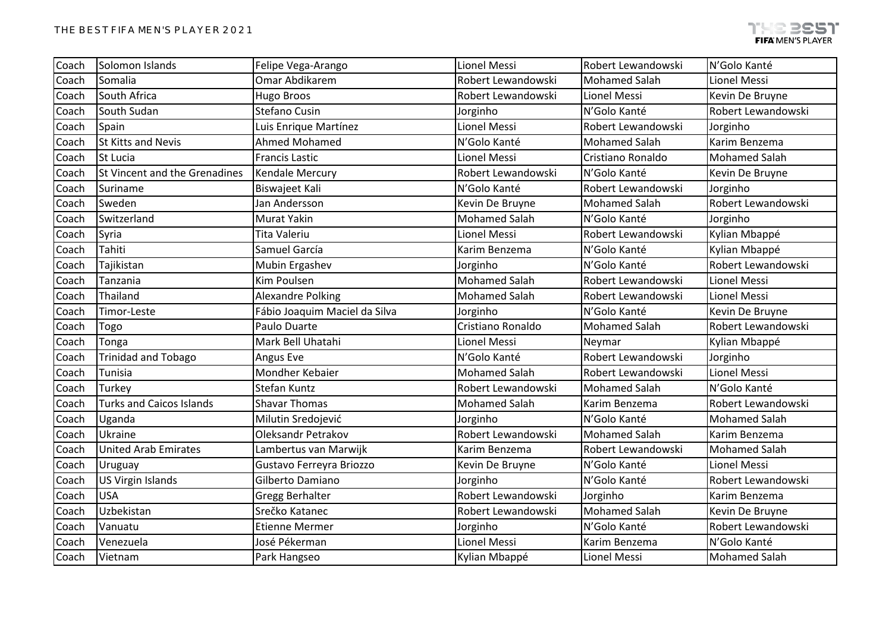| Coach | Solomon Islands | Felipe Vega-Arango | Lionel Messi | Robert Lewandowski | N'Golo Kanté |
|---|---|---|---|---|---|
| Coach | Somalia | Omar Abdikarem | Robert Lewandowski | Mohamed Salah | Lionel Messi |
| Coach | South Africa | Hugo Broos | Robert Lewandowski | Lionel Messi | Kevin De Bruyne |
| Coach | South Sudan | Stefano Cusin | Jorginho | N'Golo Kanté | Robert Lewandowski |
| Coach | Spain | Luis Enrique Martínez | Lionel Messi | Robert Lewandowski | Jorginho |
| Coach | St Kitts and Nevis | Ahmed Mohamed | N'Golo Kanté | Mohamed Salah | Karim Benzema |
| Coach | St Lucia | Francis Lastic | Lionel Messi | Cristiano Ronaldo | Mohamed Salah |
| Coach | St Vincent and the Grenadines | Kendale Mercury | Robert Lewandowski | N'Golo Kanté | Kevin De Bruyne |
| Coach | Suriname | Biswajeet Kali | N'Golo Kanté | Robert Lewandowski | Jorginho |
| Coach | Sweden | Jan Andersson | Kevin De Bruyne | Mohamed Salah | Robert Lewandowski |
| Coach | Switzerland | Murat Yakin | Mohamed Salah | N'Golo Kanté | Jorginho |
| Coach | Syria | Tita Valeriu | Lionel Messi | Robert Lewandowski | Kylian Mbappé |
| Coach | Tahiti | Samuel García | Karim Benzema | N'Golo Kanté | Kylian Mbappé |
| Coach | Tajikistan | Mubin Ergashev | Jorginho | N'Golo Kanté | Robert Lewandowski |
| Coach | Tanzania | Kim Poulsen | Mohamed Salah | Robert Lewandowski | Lionel Messi |
| Coach | Thailand | Alexandre Polking | Mohamed Salah | Robert Lewandowski | Lionel Messi |
| Coach | Timor-Leste | Fábio Joaquim Maciel da Silva | Jorginho | N'Golo Kanté | Kevin De Bruyne |
| Coach | Togo | Paulo Duarte | Cristiano Ronaldo | Mohamed Salah | Robert Lewandowski |
| Coach | Tonga | Mark Bell Uhatahi | Lionel Messi | Neymar | Kylian Mbappé |
| Coach | Trinidad and Tobago | Angus Eve | N'Golo Kanté | Robert Lewandowski | Jorginho |
| Coach | Tunisia | Mondher Kebaier | Mohamed Salah | Robert Lewandowski | Lionel Messi |
| Coach | Turkey | Stefan Kuntz | Robert Lewandowski | Mohamed Salah | N'Golo Kanté |
| Coach | Turks and Caicos Islands | Shavar Thomas | Mohamed Salah | Karim Benzema | Robert Lewandowski |
| Coach | Uganda | Milutin Sredojević | Jorginho | N'Golo Kanté | Mohamed Salah |
| Coach | Ukraine | Oleksandr Petrakov | Robert Lewandowski | Mohamed Salah | Karim Benzema |
| Coach | United Arab Emirates | Lambertus van Marwijk | Karim Benzema | Robert Lewandowski | Mohamed Salah |
| Coach | Uruguay | Gustavo Ferreyra Briozzo | Kevin De Bruyne | N'Golo Kanté | Lionel Messi |
| Coach | US Virgin Islands | Gilberto Damiano | Jorginho | N'Golo Kanté | Robert Lewandowski |
| Coach | USA | Gregg Berhalter | Robert Lewandowski | Jorginho | Karim Benzema |
| Coach | Uzbekistan | Srečko Katanec | Robert Lewandowski | Mohamed Salah | Kevin De Bruyne |
| Coach | Vanuatu | Etienne Mermer | Jorginho | N'Golo Kanté | Robert Lewandowski |
| Coach | Venezuela | José Pékerman | Lionel Messi | Karim Benzema | N'Golo Kanté |
| Coach | Vietnam | Park Hangseo | Kylian Mbappé | Lionel Messi | Mohamed Salah |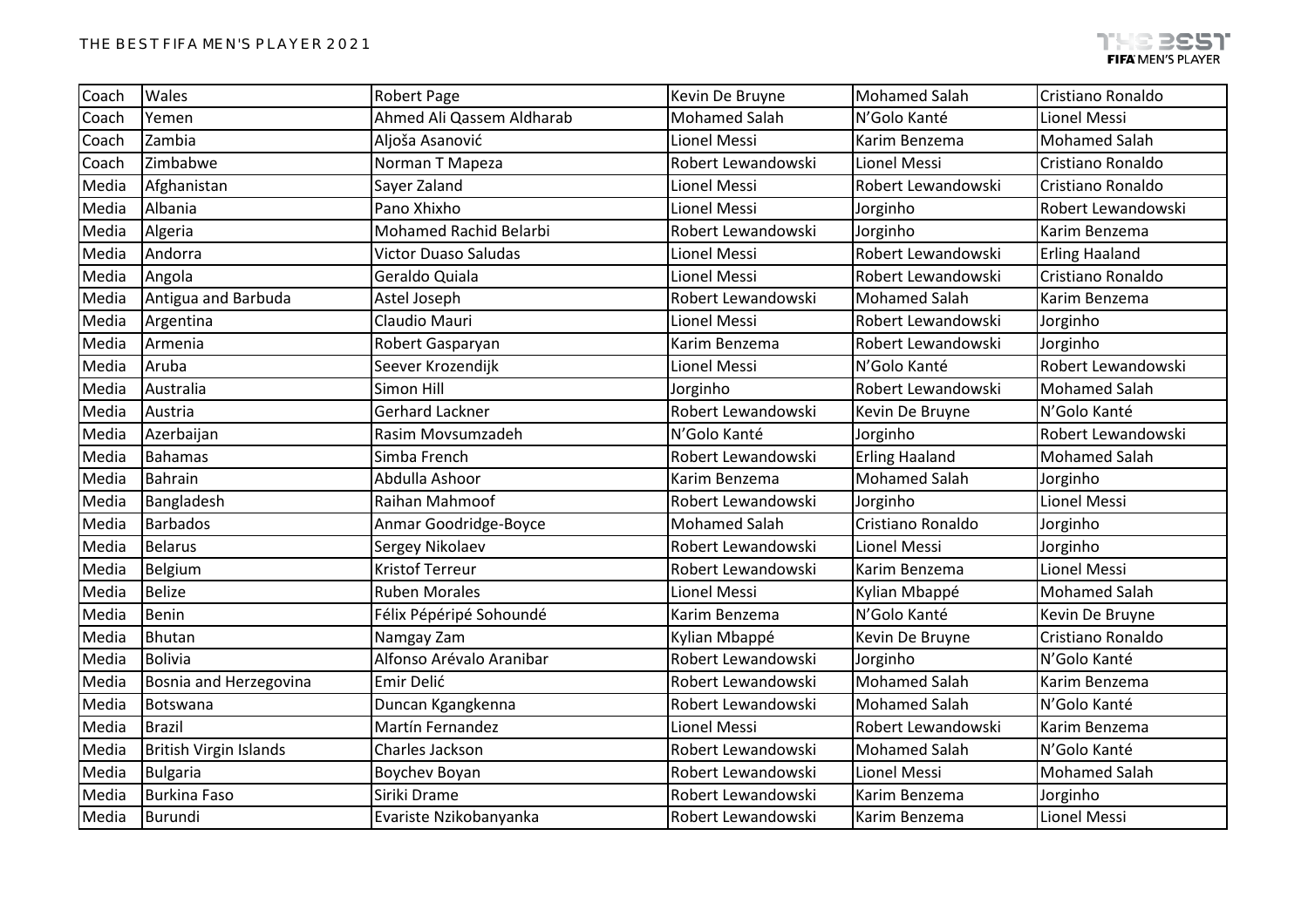| Coach | Wales | Robert Page | Kevin De Bruyne | Mohamed Salah | Cristiano Ronaldo |
|---|---|---|---|---|---|
| Coach | Yemen | Ahmed Ali Qassem Aldharab | Mohamed Salah | N'Golo Kanté | Lionel Messi |
| Coach | Zambia | Aljoša Asanović | Lionel Messi | Karim Benzema | Mohamed Salah |
| Coach | Zimbabwe | Norman T Mapeza | Robert Lewandowski | Lionel Messi | Cristiano Ronaldo |
| Media | Afghanistan | Sayer Zaland | Lionel Messi | Robert Lewandowski | Cristiano Ronaldo |
| Media | Albania | Pano Xhixho | Lionel Messi | Jorginho | Robert Lewandowski |
| Media | Algeria | Mohamed Rachid Belarbi | Robert Lewandowski | Jorginho | Karim Benzema |
| Media | Andorra | Victor Duaso Saludas | Lionel Messi | Robert Lewandowski | Erling Haaland |
| Media | Angola | Geraldo Quiala | Lionel Messi | Robert Lewandowski | Cristiano Ronaldo |
| Media | Antigua and Barbuda | Astel Joseph | Robert Lewandowski | Mohamed Salah | Karim Benzema |
| Media | Argentina | Claudio Mauri | Lionel Messi | Robert Lewandowski | Jorginho |
| Media | Armenia | Robert Gasparyan | Karim Benzema | Robert Lewandowski | Jorginho |
| Media | Aruba | Seever Krozendijk | Lionel Messi | N'Golo Kanté | Robert Lewandowski |
| Media | Australia | Simon Hill | Jorginho | Robert Lewandowski | Mohamed Salah |
| Media | Austria | Gerhard Lackner | Robert Lewandowski | Kevin De Bruyne | N'Golo Kanté |
| Media | Azerbaijan | Rasim Movsumzadeh | N'Golo Kanté | Jorginho | Robert Lewandowski |
| Media | Bahamas | Simba French | Robert Lewandowski | Erling Haaland | Mohamed Salah |
| Media | Bahrain | Abdulla Ashoor | Karim Benzema | Mohamed Salah | Jorginho |
| Media | Bangladesh | Raihan Mahmoof | Robert Lewandowski | Jorginho | Lionel Messi |
| Media | Barbados | Anmar Goodridge-Boyce | Mohamed Salah | Cristiano Ronaldo | Jorginho |
| Media | Belarus | Sergey Nikolaev | Robert Lewandowski | Lionel Messi | Jorginho |
| Media | Belgium | Kristof Terreur | Robert Lewandowski | Karim Benzema | Lionel Messi |
| Media | Belize | Ruben Morales | Lionel Messi | Kylian Mbappé | Mohamed Salah |
| Media | Benin | Félix Pépéripé Sohoundé | Karim Benzema | N'Golo Kanté | Kevin De Bruyne |
| Media | Bhutan | Namgay Zam | Kylian Mbappé | Kevin De Bruyne | Cristiano Ronaldo |
| Media | Bolivia | Alfonso Arévalo Aranibar | Robert Lewandowski | Jorginho | N'Golo Kanté |
| Media | Bosnia and Herzegovina | Emir Delić | Robert Lewandowski | Mohamed Salah | Karim Benzema |
| Media | Botswana | Duncan Kgangkenna | Robert Lewandowski | Mohamed Salah | N'Golo Kanté |
| Media | Brazil | Martín Fernandez | Lionel Messi | Robert Lewandowski | Karim Benzema |
| Media | British Virgin Islands | Charles Jackson | Robert Lewandowski | Mohamed Salah | N'Golo Kanté |
| Media | Bulgaria | Boychev Boyan | Robert Lewandowski | Lionel Messi | Mohamed Salah |
| Media | Burkina Faso | Siriki Drame | Robert Lewandowski | Karim Benzema | Jorginho |
| Media | Burundi | Evariste Nzikobanyanka | Robert Lewandowski | Karim Benzema | Lionel Messi |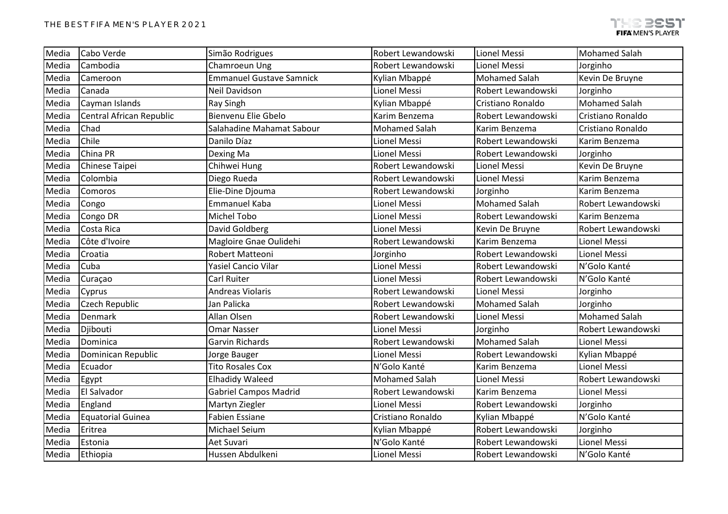| Media | Cabo Verde | Simão Rodrigues | Robert Lewandowski | Lionel Messi | Mohamed Salah |
|---|---|---|---|---|---|
| Media | Cambodia | Chamroeun Ung | Robert Lewandowski | Lionel Messi | Jorginho |
| Media | Cameroon | Emmanuel Gustave Samnick | Kylian Mbappé | Mohamed Salah | Kevin De Bruyne |
| Media | Canada | Neil Davidson | Lionel Messi | Robert Lewandowski | Jorginho |
| Media | Cayman Islands | Ray Singh | Kylian Mbappé | Cristiano Ronaldo | Mohamed Salah |
| Media | Central African Republic | Bienvenu Elie Gbelo | Karim Benzema | Robert Lewandowski | Cristiano Ronaldo |
| Media | Chad | Salahadine Mahamat Sabour | Mohamed Salah | Karim Benzema | Cristiano Ronaldo |
| Media | Chile | Danilo Díaz | Lionel Messi | Robert Lewandowski | Karim Benzema |
| Media | China PR | Dexing Ma | Lionel Messi | Robert Lewandowski | Jorginho |
| Media | Chinese Taipei | Chihwei Hung | Robert Lewandowski | Lionel Messi | Kevin De Bruyne |
| Media | Colombia | Diego Rueda | Robert Lewandowski | Lionel Messi | Karim Benzema |
| Media | Comoros | Elie-Dine Djouma | Robert Lewandowski | Jorginho | Karim Benzema |
| Media | Congo | Emmanuel Kaba | Lionel Messi | Mohamed Salah | Robert Lewandowski |
| Media | Congo DR | Michel Tobo | Lionel Messi | Robert Lewandowski | Karim Benzema |
| Media | Costa Rica | David Goldberg | Lionel Messi | Kevin De Bruyne | Robert Lewandowski |
| Media | Côte d'Ivoire | Magloire Gnae Oulidehi | Robert Lewandowski | Karim Benzema | Lionel Messi |
| Media | Croatia | Robert Matteoni | Jorginho | Robert Lewandowski | Lionel Messi |
| Media | Cuba | Yasiel Cancio Vilar | Lionel Messi | Robert Lewandowski | N'Golo Kanté |
| Media | Curaçao | Carl Ruiter | Lionel Messi | Robert Lewandowski | N'Golo Kanté |
| Media | Cyprus | Andreas Violaris | Robert Lewandowski | Lionel Messi | Jorginho |
| Media | Czech Republic | Jan Palicka | Robert Lewandowski | Mohamed Salah | Jorginho |
| Media | Denmark | Allan Olsen | Robert Lewandowski | Lionel Messi | Mohamed Salah |
| Media | Djibouti | Omar Nasser | Lionel Messi | Jorginho | Robert Lewandowski |
| Media | Dominica | Garvin Richards | Robert Lewandowski | Mohamed Salah | Lionel Messi |
| Media | Dominican Republic | Jorge Bauger | Lionel Messi | Robert Lewandowski | Kylian Mbappé |
| Media | Ecuador | Tito Rosales Cox | N'Golo Kanté | Karim Benzema | Lionel Messi |
| Media | Egypt | Elhadidy Waleed | Mohamed Salah | Lionel Messi | Robert Lewandowski |
| Media | El Salvador | Gabriel Campos Madrid | Robert Lewandowski | Karim Benzema | Lionel Messi |
| Media | England | Martyn Ziegler | Lionel Messi | Robert Lewandowski | Jorginho |
| Media | Equatorial Guinea | Fabien Essiane | Cristiano Ronaldo | Kylian Mbappé | N'Golo Kanté |
| Media | Eritrea | Michael Seium | Kylian Mbappé | Robert Lewandowski | Jorginho |
| Media | Estonia | Aet Suvari | N'Golo Kanté | Robert Lewandowski | Lionel Messi |
| Media | Ethiopia | Hussen Abdulkeni | Lionel Messi | Robert Lewandowski | N'Golo Kanté |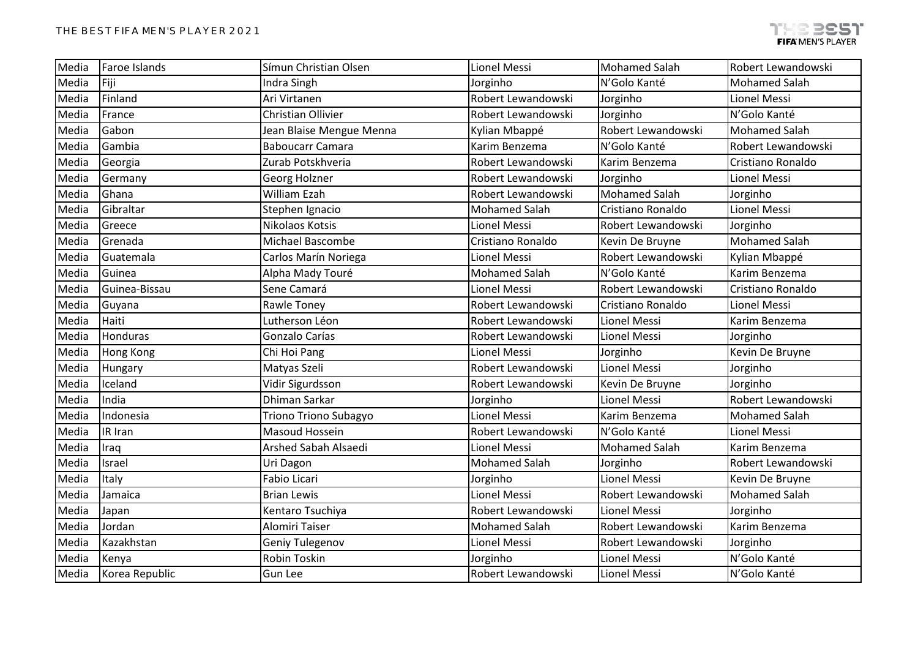| Media | Faroe Islands | Símun Christian Olsen | Lionel Messi | Mohamed Salah | Robert Lewandowski |
|---|---|---|---|---|---|
| Media | Fiji | Indra Singh | Jorginho | N'Golo Kanté | Mohamed Salah |
| Media | Finland | Ari Virtanen | Robert Lewandowski | Jorginho | Lionel Messi |
| Media | France | Christian Ollivier | Robert Lewandowski | Jorginho | N'Golo Kanté |
| Media | Gabon | Jean Blaise Mengue Menna | Kylian Mbappé | Robert Lewandowski | Mohamed Salah |
| Media | Gambia | Baboucarr Camara | Karim Benzema | N'Golo Kanté | Robert Lewandowski |
| Media | Georgia | Zurab Potskhveria | Robert Lewandowski | Karim Benzema | Cristiano Ronaldo |
| Media | Germany | Georg Holzner | Robert Lewandowski | Jorginho | Lionel Messi |
| Media | Ghana | William Ezah | Robert Lewandowski | Mohamed Salah | Jorginho |
| Media | Gibraltar | Stephen Ignacio | Mohamed Salah | Cristiano Ronaldo | Lionel Messi |
| Media | Greece | Nikolaos Kotsis | Lionel Messi | Robert Lewandowski | Jorginho |
| Media | Grenada | Michael Bascombe | Cristiano Ronaldo | Kevin De Bruyne | Mohamed Salah |
| Media | Guatemala | Carlos Marín Noriega | Lionel Messi | Robert Lewandowski | Kylian Mbappé |
| Media | Guinea | Alpha Mady Touré | Mohamed Salah | N'Golo Kanté | Karim Benzema |
| Media | Guinea-Bissau | Sene Camará | Lionel Messi | Robert Lewandowski | Cristiano Ronaldo |
| Media | Guyana | Rawle Toney | Robert Lewandowski | Cristiano Ronaldo | Lionel Messi |
| Media | Haiti | Lutherson Léon | Robert Lewandowski | Lionel Messi | Karim Benzema |
| Media | Honduras | Gonzalo Carías | Robert Lewandowski | Lionel Messi | Jorginho |
| Media | Hong Kong | Chi Hoi Pang | Lionel Messi | Jorginho | Kevin De Bruyne |
| Media | Hungary | Matyas Szeli | Robert Lewandowski | Lionel Messi | Jorginho |
| Media | Iceland | Vidir Sigurdsson | Robert Lewandowski | Kevin De Bruyne | Jorginho |
| Media | India | Dhiman Sarkar | Jorginho | Lionel Messi | Robert Lewandowski |
| Media | Indonesia | Triono Triono Subagyo | Lionel Messi | Karim Benzema | Mohamed Salah |
| Media | IR Iran | Masoud Hossein | Robert Lewandowski | N'Golo Kanté | Lionel Messi |
| Media | Iraq | Arshed Sabah Alsaedi | Lionel Messi | Mohamed Salah | Karim Benzema |
| Media | Israel | Uri Dagon | Mohamed Salah | Jorginho | Robert Lewandowski |
| Media | Italy | Fabio Licari | Jorginho | Lionel Messi | Kevin De Bruyne |
| Media | Jamaica | Brian Lewis | Lionel Messi | Robert Lewandowski | Mohamed Salah |
| Media | Japan | Kentaro Tsuchiya | Robert Lewandowski | Lionel Messi | Jorginho |
| Media | Jordan | Alomiri Taiser | Mohamed Salah | Robert Lewandowski | Karim Benzema |
| Media | Kazakhstan | Geniy Tulegenov | Lionel Messi | Robert Lewandowski | Jorginho |
| Media | Kenya | Robin Toskin | Jorginho | Lionel Messi | N'Golo Kanté |
| Media | Korea Republic | Gun Lee | Robert Lewandowski | Lionel Messi | N'Golo Kanté |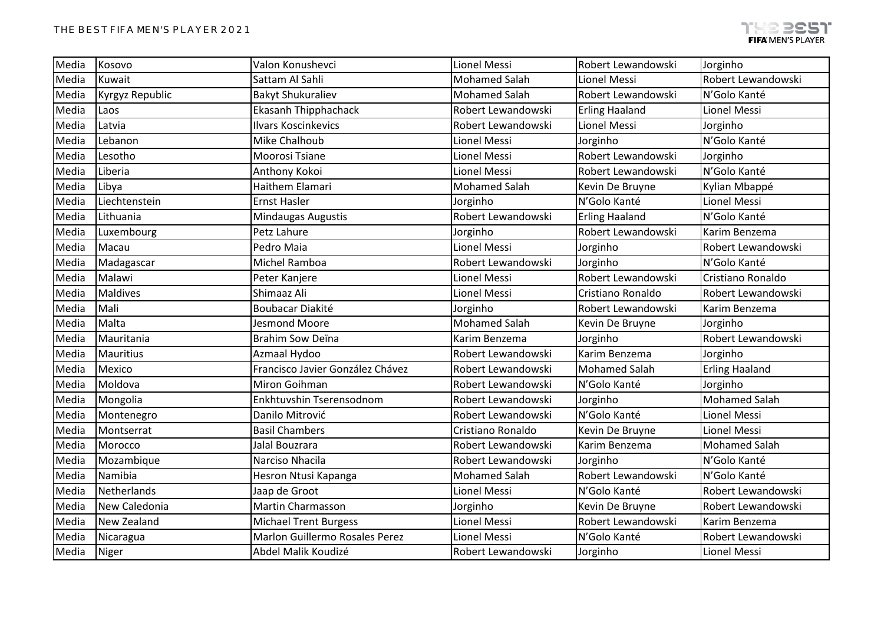| | | | | | |
|---|---|---|---|---|---|
| Media | Kosovo | Valon Konushevci | Lionel Messi | Robert Lewandowski | Jorginho |
| Media | Kuwait | Sattam Al Sahli | Mohamed Salah | Lionel Messi | Robert Lewandowski |
| Media | Kyrgyz Republic | Bakyt Shukuraliev | Mohamed Salah | Robert Lewandowski | N'Golo Kanté |
| Media | Laos | Ekasanh Thipphachack | Robert Lewandowski | Erling Haaland | Lionel Messi |
| Media | Latvia | Ilvars Koscinkevics | Robert Lewandowski | Lionel Messi | Jorginho |
| Media | Lebanon | Mike Chalhoub | Lionel Messi | Jorginho | N'Golo Kanté |
| Media | Lesotho | Moorosi Tsiane | Lionel Messi | Robert Lewandowski | Jorginho |
| Media | Liberia | Anthony Kokoi | Lionel Messi | Robert Lewandowski | N'Golo Kanté |
| Media | Libya | Haithem Elamari | Mohamed Salah | Kevin De Bruyne | Kylian Mbappé |
| Media | Liechtenstein | Ernst Hasler | Jorginho | N'Golo Kanté | Lionel Messi |
| Media | Lithuania | Mindaugas Augustis | Robert Lewandowski | Erling Haaland | N'Golo Kanté |
| Media | Luxembourg | Petz Lahure | Jorginho | Robert Lewandowski | Karim Benzema |
| Media | Macau | Pedro Maia | Lionel Messi | Jorginho | Robert Lewandowski |
| Media | Madagascar | Michel Ramboa | Robert Lewandowski | Jorginho | N'Golo Kanté |
| Media | Malawi | Peter Kanjere | Lionel Messi | Robert Lewandowski | Cristiano Ronaldo |
| Media | Maldives | Shimaaz Ali | Lionel Messi | Cristiano Ronaldo | Robert Lewandowski |
| Media | Mali | Boubacar Diakité | Jorginho | Robert Lewandowski | Karim Benzema |
| Media | Malta | Jesmond Moore | Mohamed Salah | Kevin De Bruyne | Jorginho |
| Media | Mauritania | Brahim Sow Deïna | Karim Benzema | Jorginho | Robert Lewandowski |
| Media | Mauritius | Azmaal Hydoo | Robert Lewandowski | Karim Benzema | Jorginho |
| Media | Mexico | Francisco Javier González Chávez | Robert Lewandowski | Mohamed Salah | Erling Haaland |
| Media | Moldova | Miron Goihman | Robert Lewandowski | N'Golo Kanté | Jorginho |
| Media | Mongolia | Enkhtuvshin Tserensodnom | Robert Lewandowski | Jorginho | Mohamed Salah |
| Media | Montenegro | Danilo Mitrović | Robert Lewandowski | N'Golo Kanté | Lionel Messi |
| Media | Montserrat | Basil Chambers | Cristiano Ronaldo | Kevin De Bruyne | Lionel Messi |
| Media | Morocco | Jalal Bouzrara | Robert Lewandowski | Karim Benzema | Mohamed Salah |
| Media | Mozambique | Narciso Nhacila | Robert Lewandowski | Jorginho | N'Golo Kanté |
| Media | Namibia | Hesron Ntusi Kapanga | Mohamed Salah | Robert Lewandowski | N'Golo Kanté |
| Media | Netherlands | Jaap de Groot | Lionel Messi | N'Golo Kanté | Robert Lewandowski |
| Media | New Caledonia | Martin Charmasson | Jorginho | Kevin De Bruyne | Robert Lewandowski |
| Media | New Zealand | Michael Trent Burgess | Lionel Messi | Robert Lewandowski | Karim Benzema |
| Media | Nicaragua | Marlon Guillermo Rosales Perez | Lionel Messi | N'Golo Kanté | Robert Lewandowski |
| Media | Niger | Abdel Malik Koudizé | Robert Lewandowski | Jorginho | Lionel Messi |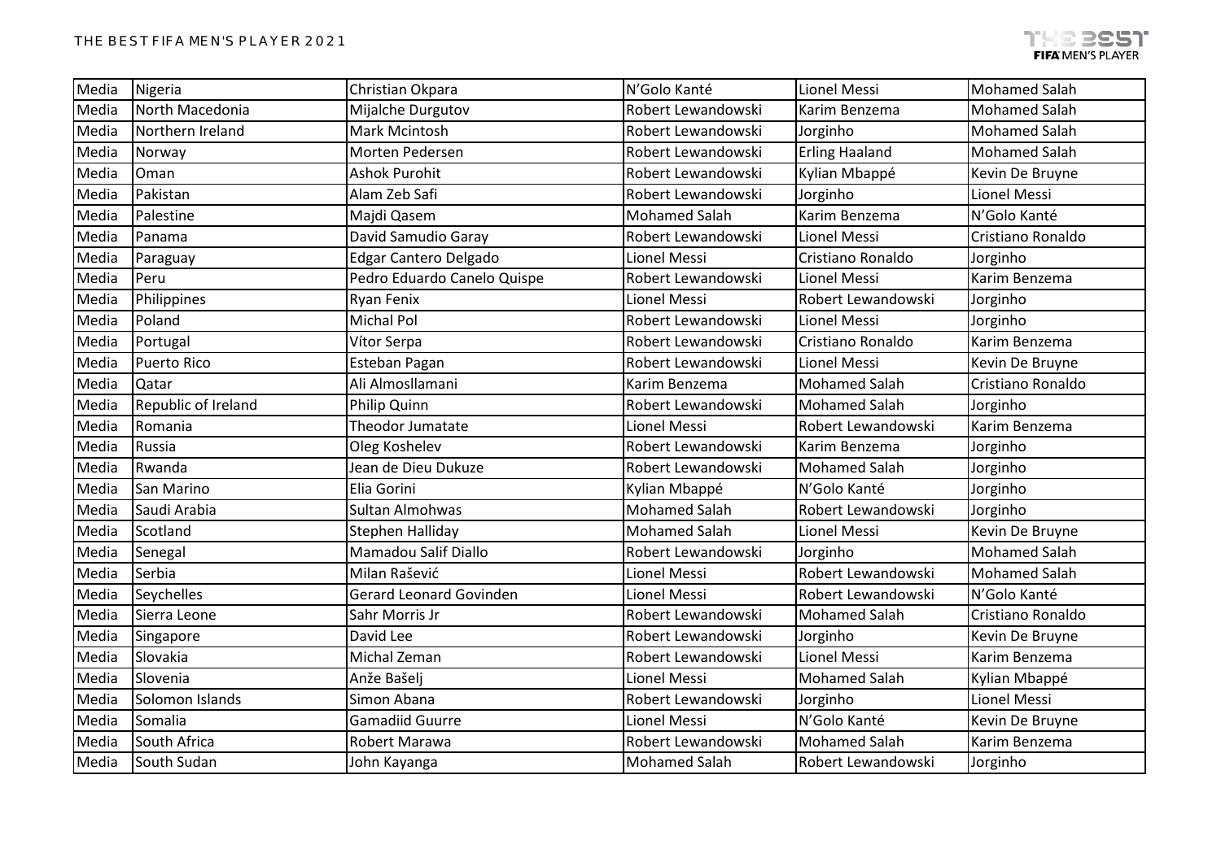| Media | Nigeria | Christian Okpara | N'Golo Kanté | Lionel Messi | Mohamed Salah |
|---|---|---|---|---|---|
| Media | North Macedonia | Mijalche Durgutov | Robert Lewandowski | Karim Benzema | Mohamed Salah |
| Media | Northern Ireland | Mark Mcintosh | Robert Lewandowski | Jorginho | Mohamed Salah |
| Media | Norway | Morten Pedersen | Robert Lewandowski | Erling Haaland | Mohamed Salah |
| Media | Oman | Ashok Purohit | Robert Lewandowski | Kylian Mbappé | Kevin De Bruyne |
| Media | Pakistan | Alam Zeb Safi | Robert Lewandowski | Jorginho | Lionel Messi |
| Media | Palestine | Majdi Qasem | Mohamed Salah | Karim Benzema | N'Golo Kanté |
| Media | Panama | David Samudio Garay | Robert Lewandowski | Lionel Messi | Cristiano Ronaldo |
| Media | Paraguay | Edgar Cantero Delgado | Lionel Messi | Cristiano Ronaldo | Jorginho |
| Media | Peru | Pedro Eduardo Canelo Quispe | Robert Lewandowski | Lionel Messi | Karim Benzema |
| Media | Philippines | Ryan Fenix | Lionel Messi | Robert Lewandowski | Jorginho |
| Media | Poland | Michal Pol | Robert Lewandowski | Lionel Messi | Jorginho |
| Media | Portugal | Vítor Serpa | Robert Lewandowski | Cristiano Ronaldo | Karim Benzema |
| Media | Puerto Rico | Esteban Pagan | Robert Lewandowski | Lionel Messi | Kevin De Bruyne |
| Media | Qatar | Ali Almosllamani | Karim Benzema | Mohamed Salah | Cristiano Ronaldo |
| Media | Republic of Ireland | Philip Quinn | Robert Lewandowski | Mohamed Salah | Jorginho |
| Media | Romania | Theodor Jumatate | Lionel Messi | Robert Lewandowski | Karim Benzema |
| Media | Russia | Oleg Koshelev | Robert Lewandowski | Karim Benzema | Jorginho |
| Media | Rwanda | Jean de Dieu Dukuze | Robert Lewandowski | Mohamed Salah | Jorginho |
| Media | San Marino | Elia Gorini | Kylian Mbappé | N'Golo Kanté | Jorginho |
| Media | Saudi Arabia | Sultan Almohwas | Mohamed Salah | Robert Lewandowski | Jorginho |
| Media | Scotland | Stephen Halliday | Mohamed Salah | Lionel Messi | Kevin De Bruyne |
| Media | Senegal | Mamadou Salif Diallo | Robert Lewandowski | Jorginho | Mohamed Salah |
| Media | Serbia | Milan Rašević | Lionel Messi | Robert Lewandowski | Mohamed Salah |
| Media | Seychelles | Gerard Leonard Govinden | Lionel Messi | Robert Lewandowski | N'Golo Kanté |
| Media | Sierra Leone | Sahr Morris Jr | Robert Lewandowski | Mohamed Salah | Cristiano Ronaldo |
| Media | Singapore | David Lee | Robert Lewandowski | Jorginho | Kevin De Bruyne |
| Media | Slovakia | Michal Zeman | Robert Lewandowski | Lionel Messi | Karim Benzema |
| Media | Slovenia | Anže Bašelj | Lionel Messi | Mohamed Salah | Kylian Mbappé |
| Media | Solomon Islands | Simon Abana | Robert Lewandowski | Jorginho | Lionel Messi |
| Media | Somalia | Gamadiid Guurre | Lionel Messi | N'Golo Kanté | Kevin De Bruyne |
| Media | South Africa | Robert Marawa | Robert Lewandowski | Mohamed Salah | Karim Benzema |
| Media | South Sudan | John Kayanga | Mohamed Salah | Robert Lewandowski | Jorginho |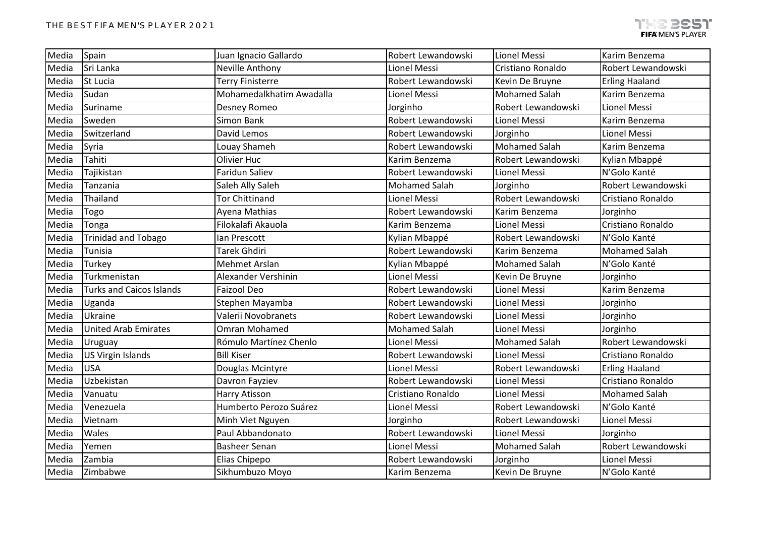| | | | | | |
|---|---|---|---|---|---|
| Media | Spain | Juan Ignacio Gallardo | Robert Lewandowski | Lionel Messi | Karim Benzema |
| Media | Sri Lanka | Neville Anthony | Lionel Messi | Cristiano Ronaldo | Robert Lewandowski |
| Media | St Lucia | Terry Finisterre | Robert Lewandowski | Kevin De Bruyne | Erling Haaland |
| Media | Sudan | Mohamedalkhatim Awadalla | Lionel Messi | Mohamed Salah | Karim Benzema |
| Media | Suriname | Desney Romeo | Jorginho | Robert Lewandowski | Lionel Messi |
| Media | Sweden | Simon Bank | Robert Lewandowski | Lionel Messi | Karim Benzema |
| Media | Switzerland | David Lemos | Robert Lewandowski | Jorginho | Lionel Messi |
| Media | Syria | Louay Shameh | Robert Lewandowski | Mohamed Salah | Karim Benzema |
| Media | Tahiti | Olivier Huc | Karim Benzema | Robert Lewandowski | Kylian Mbappé |
| Media | Tajikistan | Faridun Saliev | Robert Lewandowski | Lionel Messi | N'Golo Kanté |
| Media | Tanzania | Saleh Ally Saleh | Mohamed Salah | Jorginho | Robert Lewandowski |
| Media | Thailand | Tor Chittinand | Lionel Messi | Robert Lewandowski | Cristiano Ronaldo |
| Media | Togo | Ayena Mathias | Robert Lewandowski | Karim Benzema | Jorginho |
| Media | Tonga | Filokalafi Akauola | Karim Benzema | Lionel Messi | Cristiano Ronaldo |
| Media | Trinidad and Tobago | Ian Prescott | Kylian Mbappé | Robert Lewandowski | N'Golo Kanté |
| Media | Tunisia | Tarek Ghdiri | Robert Lewandowski | Karim Benzema | Mohamed Salah |
| Media | Turkey | Mehmet Arslan | Kylian Mbappé | Mohamed Salah | N'Golo Kanté |
| Media | Turkmenistan | Alexander Vershinin | Lionel Messi | Kevin De Bruyne | Jorginho |
| Media | Turks and Caicos Islands | Faizool Deo | Robert Lewandowski | Lionel Messi | Karim Benzema |
| Media | Uganda | Stephen Mayamba | Robert Lewandowski | Lionel Messi | Jorginho |
| Media | Ukraine | Valerii Novobranets | Robert Lewandowski | Lionel Messi | Jorginho |
| Media | United Arab Emirates | Omran Mohamed | Mohamed Salah | Lionel Messi | Jorginho |
| Media | Uruguay | Rómulo Martínez Chenlo | Lionel Messi | Mohamed Salah | Robert Lewandowski |
| Media | US Virgin Islands | Bill Kiser | Robert Lewandowski | Lionel Messi | Cristiano Ronaldo |
| Media | USA | Douglas Mcintyre | Lionel Messi | Robert Lewandowski | Erling Haaland |
| Media | Uzbekistan | Davron Fayziev | Robert Lewandowski | Lionel Messi | Cristiano Ronaldo |
| Media | Vanuatu | Harry Atisson | Cristiano Ronaldo | Lionel Messi | Mohamed Salah |
| Media | Venezuela | Humberto Perozo Suárez | Lionel Messi | Robert Lewandowski | N'Golo Kanté |
| Media | Vietnam | Minh Viet Nguyen | Jorginho | Robert Lewandowski | Lionel Messi |
| Media | Wales | Paul Abbandonato | Robert Lewandowski | Lionel Messi | Jorginho |
| Media | Yemen | Basheer Senan | Lionel Messi | Mohamed Salah | Robert Lewandowski |
| Media | Zambia | Elias Chipepo | Robert Lewandowski | Jorginho | Lionel Messi |
| Media | Zimbabwe | Sikhumbuzo Moyo | Karim Benzema | Kevin De Bruyne | N'Golo Kanté |